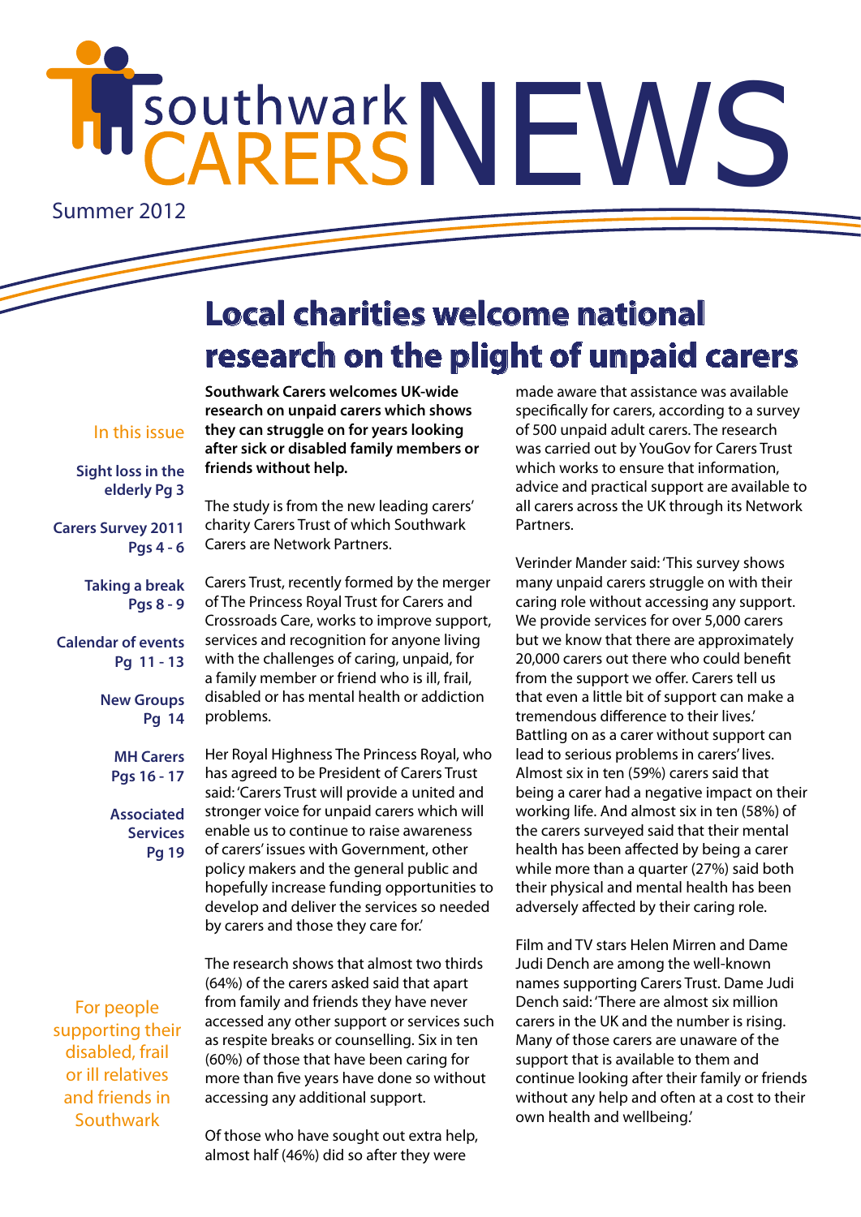# southwark CARERS NEWS

Summer 2012

## Local charities welcome national research on the plight of unpaid carers

**In this issue**

- **Sight loss in the elderly** Pg 3
- **Carers Survey 2011** Pgs 4 - 6
- **Taking a break** Pgs 8 - 9
- **Calendar of events** Pg 11 - 13
- **New Groups** Pg 14
- **MH Carers** Pgs 16 - 17
- **Associated Services** Pg 19

For people supporting their disabled, frail or ill relatives and friends in Southwark

**Southwark Carers welcomes UK-wide research on unpaid carers which shows they can struggle on for years looking after sick or disabled family members or friends without help.**

The study is from the new leading carers' charity Carers Trust of which Southwark Carers are Network Partners.

Carers Trust, recently formed by the merger of The Princess Royal Trust for Carers and Crossroads Care, works to improve support, services and recognition for anyone living with the challenges of caring, unpaid, for a family member or friend who is ill, frail, disabled or has mental health or addiction problems.

Her Royal Highness The Princess Royal, who has agreed to be President of Carers Trust said: 'Carers Trust will provide a united and stronger voice for unpaid carers which will enable us to continue to raise awareness of carers' issues with Government, other policy makers and the general public and hopefully increase funding opportunities to develop and deliver the services so needed by carers and those they care for.'

The research shows that almost two thirds (64%) of the carers asked said that apart from family and friends they have never accessed any other support or services such as respite breaks or counselling. Six in ten (60%) of those that have been caring for more than five years have done so without accessing any additional support.

Of those who have sought out extra help, almost half (46%) did so after they were made aware that assistance was available specifically for carers, according to a survey of 500 unpaid adult carers. The research was carried out by YouGov for Carers Trust which works to ensure that information, advice and practical support are available to all carers across the UK through its Network Partners.

Verinder Mander said: 'This survey shows many unpaid carers struggle on with their caring role without accessing any support. We provide services for over 5,000 carers but we know that there are approximately 20,000 carers out there who could benefit from the support we offer. Carers tell us that even a little bit of support can make a tremendous difference to their lives.' Battling on as a carer without support can lead to serious problems in carers' lives. Almost six in ten (59%) carers said that being a carer had a negative impact on their working life. And almost six in ten (58%) of the carers surveyed said that their mental health has been affected by being a carer while more than a quarter (27%) said both their physical and mental health has been adversely affected by their caring role.

Film and TV stars Helen Mirren and Dame Judi Dench are among the well-known names supporting Carers Trust. Dame Judi Dench said: 'There are almost six million carers in the UK and the number is rising. Many of those carers are unaware of the support that is available to them and continue looking after their family or friends without any help and often at a cost to their own health and wellbeing.'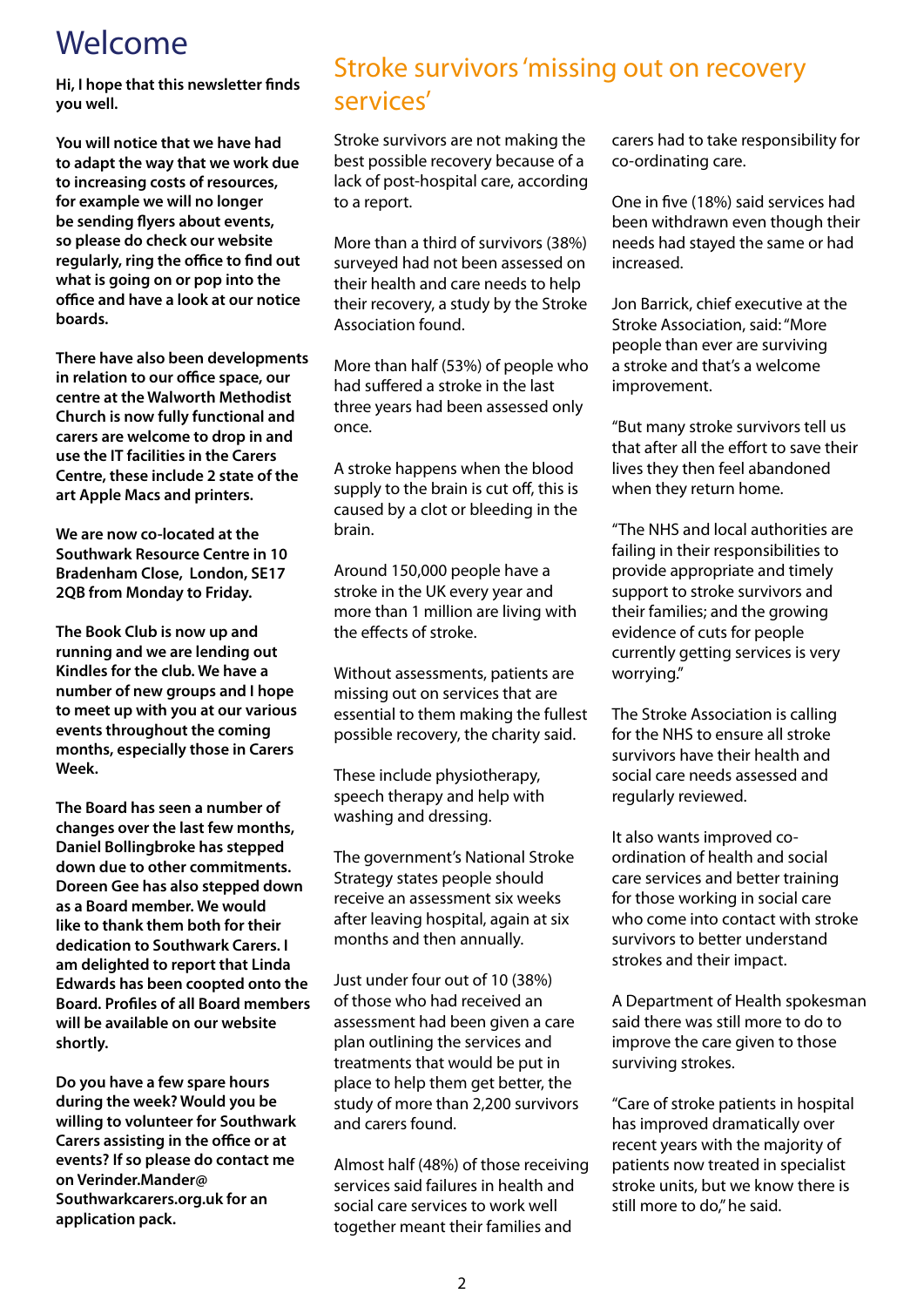# Welcome

**Hi, I hope that this newsletter finds you well.**

**You will notice that we have had to adapt the way that we work due to increasing costs of resources, for example we will no longer be sending flyers about events, so please do check our website regularly, ring the office to find out what is going on or pop into the office and have a look at our notice boards.**

**There have also been developments in relation to our office space, our centre at the Walworth Methodist Church is now fully functional and carers are welcome to drop in and use the IT facilities in the Carers Centre, these include 2 state of the art Apple Macs and printers.**

**We are now co-located at the Southwark Resource Centre in 10 Bradenham Close, London, SE17 2QB from Monday to Friday.**

**The Book Club is now up and running and we are lending out Kindles for the club. We have a number of new groups and I hope to meet up with you at our various events throughout the coming months, especially those in Carers Week.**

**The Board has seen a number of changes over the last few months, Daniel Bollingbroke has stepped down due to other commitments. Doreen Gee has also stepped down as a Board member. We would like to thank them both for their dedication to Southwark Carers. I am delighted to report that Linda Edwards has been coopted onto the Board. Profiles of all Board members will be available on our website shortly.**

**Do you have a few spare hours during the week? Would you be willing to volunteer for Southwark Carers assisting in the office or at events? If so please do contact me on Verinder.Mander@ Southwarkcarers.org.uk for an application pack.**

## Stroke survivors 'missing out on recovery services'

Stroke survivors are not making the best possible recovery because of a lack of post-hospital care, according to a report.

More than a third of survivors (38%) surveyed had not been assessed on their health and care needs to help their recovery, a study by the Stroke Association found.

More than half (53%) of people who had suffered a stroke in the last three years had been assessed only once.

A stroke happens when the blood supply to the brain is cut off, this is caused by a clot or bleeding in the brain.

Around 150,000 people have a stroke in the UK every year and more than 1 million are living with the effects of stroke.

Without assessments, patients are missing out on services that are essential to them making the fullest possible recovery, the charity said.

These include physiotherapy, speech therapy and help with washing and dressing.

The government's National Stroke Strategy states people should receive an assessment six weeks after leaving hospital, again at six months and then annually.

Just under four out of 10 (38%) of those who had received an assessment had been given a care plan outlining the services and treatments that would be put in place to help them get better, the study of more than 2,200 survivors and carers found.

Almost half (48%) of those receiving services said failures in health and social care services to work well together meant their families and carers had to take responsibility for co-ordinating care.

One in five (18%) said services had been withdrawn even though their needs had stayed the same or had increased.

Jon Barrick, chief executive at the Stroke Association, said: "More people than ever are surviving a stroke and that's a welcome improvement.

"But many stroke survivors tell us that after all the effort to save their lives they then feel abandoned when they return home.

"The NHS and local authorities are failing in their responsibilities to provide appropriate and timely support to stroke survivors and their families; and the growing evidence of cuts for people currently getting services is very worrying."

The Stroke Association is calling for the NHS to ensure all stroke survivors have their health and social care needs assessed and regularly reviewed.

It also wants improved co-ordination of health and social care services and better training for those working in social care who come into contact with stroke survivors to better understand strokes and their impact.

A Department of Health spokesman said there was still more to do to improve the care given to those surviving strokes.

"Care of stroke patients in hospital has improved dramatically over recent years with the majority of patients now treated in specialist stroke units, but we know there is still more to do," he said.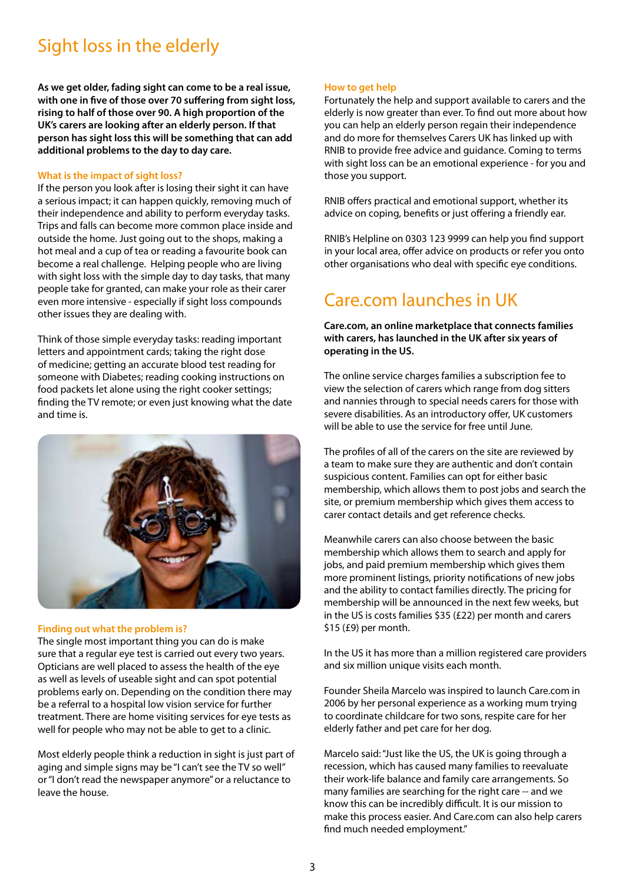# Sight loss in the elderly

**As we get older, fading sight can come to be a real issue, with one in five of those over 70 suffering from sight loss, rising to half of those over 90. A high proportion of the UK's carers are looking after an elderly person. If that person has sight loss this will be something that can add additional problems to the day to day care.**

### What is the impact of sight loss?

If the person you look after is losing their sight it can have a serious impact; it can happen quickly, removing much of their independence and ability to perform everyday tasks. Trips and falls can become more common place inside and outside the home. Just going out to the shops, making a hot meal and a cup of tea or reading a favourite book can become a real challenge. Helping people who are living with sight loss with the simple day to day tasks, that many people take for granted, can make your role as their carer even more intensive - especially if sight loss compounds other issues they are dealing with.

Think of those simple everyday tasks: reading important letters and appointment cards; getting the right dose of medicine; getting an accurate blood test reading for someone with Diabetes; reading cooking instructions on food packets let alone using the right cooker settings; finding the TV remote; or even just knowing what the date and time is.

### Finding out what the problem is?

The single most important thing you can do is make sure that a regular eye test is carried out every two years. Opticians are well placed to assess the health of the eye as well as levels of useable sight and can spot potential problems early on. Depending on the condition there may be a referral to a hospital low vision service for further treatment. There are home visiting services for eye tests as well for people who may not be able to get to a clinic.

Most elderly people think a reduction in sight is just part of aging and simple signs may be "I can't see the TV so well" or "I don't read the newspaper anymore" or a reluctance to leave the house.

### How to get help

Fortunately the help and support available to carers and the elderly is now greater than ever. To find out more about how you can help an elderly person regain their independence and do more for themselves Carers UK has linked up with RNIB to provide free advice and guidance. Coming to terms with sight loss can be an emotional experience - for you and those you support.

RNIB offers practical and emotional support, whether its advice on coping, benefits or just offering a friendly ear.

RNIB's Helpline on 0303 123 9999 can help you find support in your local area, offer advice on products or refer you onto other organisations who deal with specific eye conditions.

# Care.com launches in UK

**Care.com, an online marketplace that connects families with carers, has launched in the UK after six years of operating in the US.**

The online service charges families a subscription fee to view the selection of carers which range from dog sitters and nannies through to special needs carers for those with severe disabilities. As an introductory offer, UK customers will be able to use the service for free until June.

The profiles of all of the carers on the site are reviewed by a team to make sure they are authentic and don't contain suspicious content. Families can opt for either basic membership, which allows them to post jobs and search the site, or premium membership which gives them access to carer contact details and get reference checks.

Meanwhile carers can also choose between the basic membership which allows them to search and apply for jobs, and paid premium membership which gives them more prominent listings, priority notifications of new jobs and the ability to contact families directly. The pricing for membership will be announced in the next few weeks, but in the US is costs families $35 (£22) per month and carers $15 (£9) per month.

In the US it has more than a million registered care providers and six million unique visits each month.

Founder Sheila Marcelo was inspired to launch Care.com in 2006 by her personal experience as a working mum trying to coordinate childcare for two sons, respite care for her elderly father and pet care for her dog.

Marcelo said: "Just like the US, the UK is going through a recession, which has caused many families to reevaluate their work-life balance and family care arrangements. So many families are searching for the right care -- and we know this can be incredibly difficult. It is our mission to make this process easier. And Care.com can also help carers find much needed employment."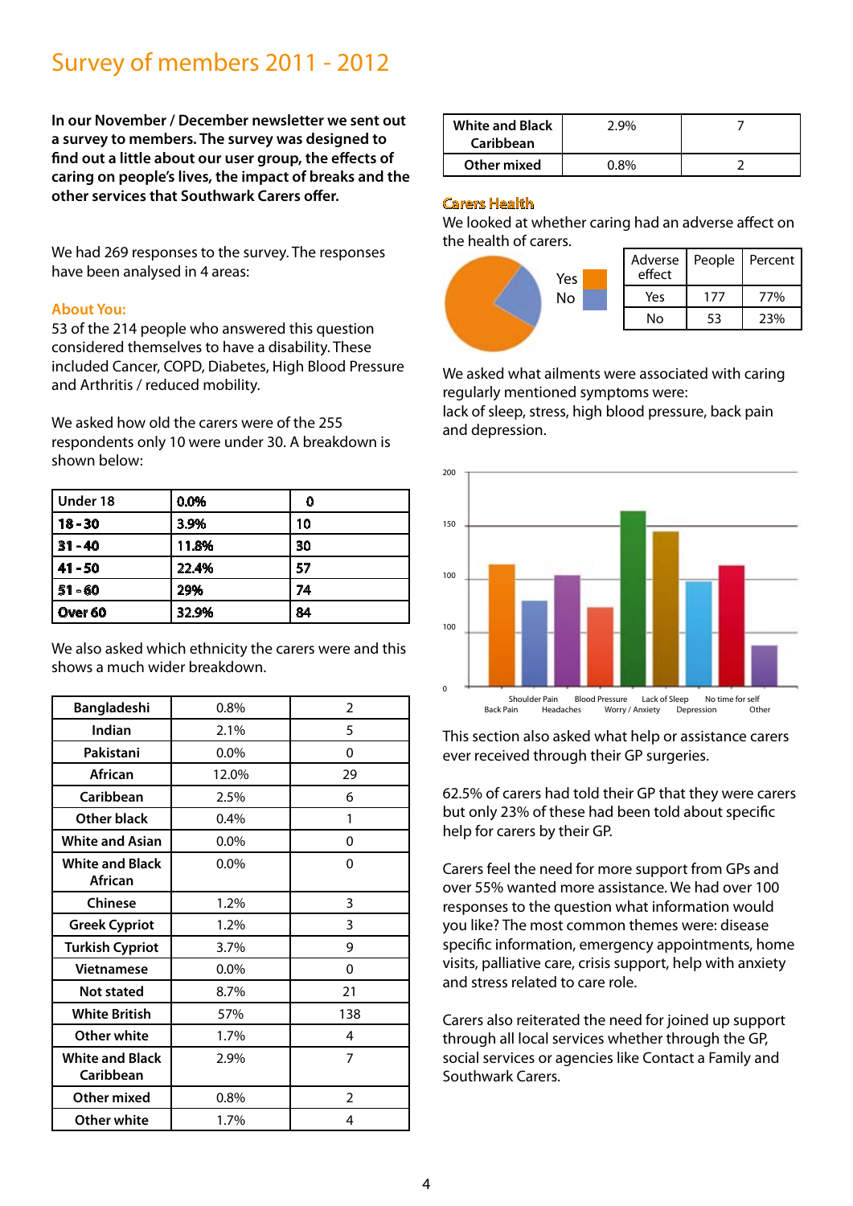# Survey of members 2011 - 2012

**In our November / December newsletter we sent out a survey to members. The survey was designed to find out a little about our user group, the effects of caring on people's lives, the impact of breaks and the other services that Southwark Carers offer.**

We had 269 responses to the survey. The responses have been analysed in 4 areas:

### About You:

53 of the 214 people who answered this question considered themselves to have a disability. These included Cancer, COPD, Diabetes, High Blood Pressure and Arthritis / reduced mobility.

We asked how old the carers were of the 255 respondents only 10 were under 30. A breakdown is shown below:

| Under 18 | 0.0% | 0 |
|---|---|---|
| 18 - 30 | 3.9% | 10 |
| 31 - 40 | 11.8% | 30 |
| 41 - 50 | 22.4% | 57 |
| 51 - 60 | 29% | 74 |
| Over 60 | 32.9% | 84 |

We also asked which ethnicity the carers were and this shows a much wider breakdown.

| Bangladeshi | 0.8% | 2 |
|---|---|---|
| Indian | 2.1% | 5 |
| Pakistani | 0.0% | 0 |
| African | 12.0% | 29 |
| Caribbean | 2.5% | 6 |
| Other black | 0.4% | 1 |
| White and Asian | 0.0% | 0 |
| White and Black African | 0.0% | 0 |
| Chinese | 1.2% | 3 |
| Greek Cypriot | 1.2% | 3 |
| Turkish Cypriot | 3.7% | 9 |
| Vietnamese | 0.0% | 0 |
| Not stated | 8.7% | 21 |
| White British | 57% | 138 |
| Other white | 1.7% | 4 |
| White and Black Caribbean | 2.9% | 7 |
| Other mixed | 0.8% | 2 |
| Other white | 1.7% | 4 |
| White and Black Caribbean | 2.9% | 7 |
| Other mixed | 0.8% | 2 |

### Carers Health

We looked at whether caring had an adverse affect on the health of carers.

| Adverse effect | People | Percent |
|---|---|---|
| Yes | 177 | 77% |
| No | 53 | 23% |

We asked what ailments were associated with caring regularly mentioned symptoms were: lack of sleep, stress, high blood pressure, back pain and depression.

This section also asked what help or assistance carers ever received through their GP surgeries.

62.5% of carers had told their GP that they were carers but only 23% of these had been told about specific help for carers by their GP.

Carers feel the need for more support from GPs and over 55% wanted more assistance. We had over 100 responses to the question what information would you like? The most common themes were: disease specific information, emergency appointments, home visits, palliative care, crisis support, help with anxiety and stress related to care role.

Carers also reiterated the need for joined up support through all local services whether through the GP, social services or agencies like Contact a Family and Southwark Carers.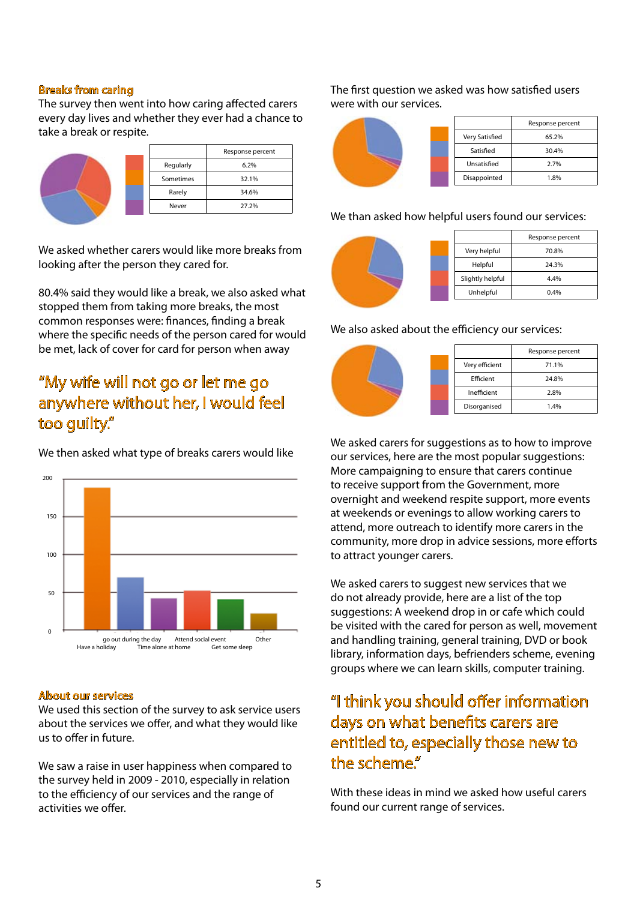### Breaks from caring

The survey then went into how caring affected carers every day lives and whether they ever had a chance to take a break or respite.

| | Response percent |
|---|---|
| Regularly | 6.2% |
| Sometimes | 32.1% |
| Rarely | 34.6% |
| Never | 27.2% |

We asked whether carers would like more breaks from looking after the person they cared for.

80.4% said they would like a break, we also asked what stopped them from taking more breaks, the most common responses were: finances, finding a break where the specific needs of the person cared for would be met, lack of cover for card for person when away

> "My wife will not go or let me go anywhere without her, I would feel too guilty."

We then asked what type of breaks carers would like

Have a holiday | go out during the day | Time alone at home | Attend social event | Get some sleep | Other

### About our services

We used this section of the survey to ask service users about the services we offer, and what they would like us to offer in future.

We saw a raise in user happiness when compared to the survey held in 2009 - 2010, especially in relation to the efficiency of our services and the range of activities we offer.

The first question we asked was how satisfied users were with our services.

| | Response percent |
|---|---|
| Very Satisfied | 65.2% |
| Satisfied | 30.4% |
| Unsatisfied | 2.7% |
| Disappointed | 1.8% |

We than asked how helpful users found our services:

| | Response percent |
|---|---|
| Very helpful | 70.8% |
| Helpful | 24.3% |
| Slightly helpful | 4.4% |
| Unhelpful | 0.4% |

We also asked about the efficiency our services:

| | Response percent |
|---|---|
| Very efficient | 71.1% |
| Efficient | 24.8% |
| Inefficient | 2.8% |
| Disorganised | 1.4% |

We asked carers for suggestions as to how to improve our services, here are the most popular suggestions: More campaigning to ensure that carers continue to receive support from the Government, more overnight and weekend respite support, more events at weekends or evenings to allow working carers to attend, more outreach to identify more carers in the community, more drop in advice sessions, more efforts to attract younger carers.

We asked carers to suggest new services that we do not already provide, here are a list of the top suggestions: A weekend drop in or cafe which could be visited with the cared for person as well, movement and handling training, general training, DVD or book library, information days, befrienders scheme, evening groups where we can learn skills, computer training.

> "I think you should offer information days on what benefits carers are entitled to, especially those new to the scheme."

With these ideas in mind we asked how useful carers found our current range of services.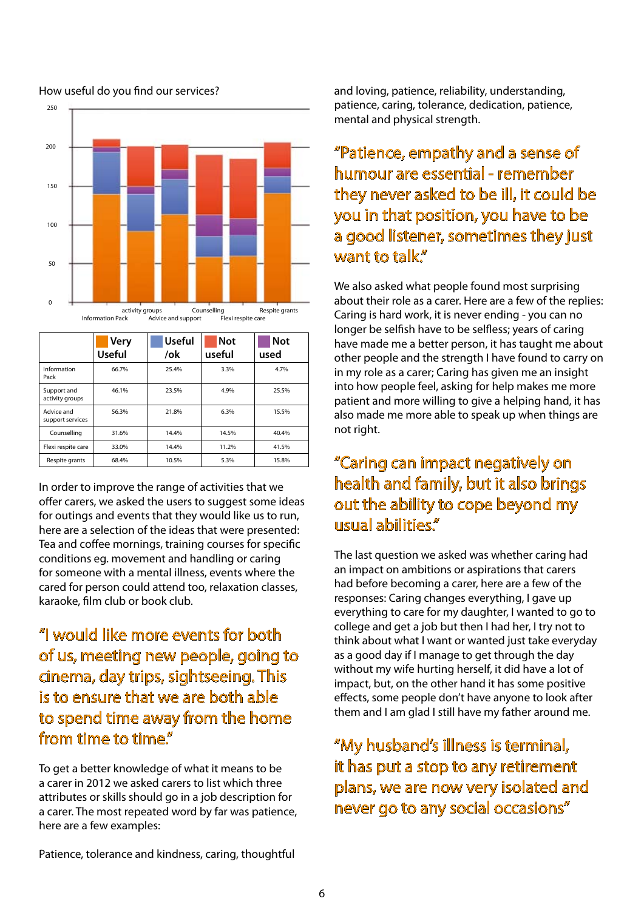How useful do you find our services?

|  | Very Useful | Useful /ok | Not useful | Not used |
|---|---|---|---|---|
| Information Pack | 66.7% | 25.4% | 3.3% | 4.7% |
| Support and activity groups | 46.1% | 23.5% | 4.9% | 25.5% |
| Advice and support services | 56.3% | 21.8% | 6.3% | 15.5% |
| Counselling | 31.6% | 14.4% | 14.5% | 40.4% |
| Flexi respite care | 33.0% | 14.4% | 11.2% | 41.5% |
| Respite grants | 68.4% | 10.5% | 5.3% | 15.8% |

In order to improve the range of activities that we offer carers, we asked the users to suggest some ideas for outings and events that they would like us to run, here are a selection of the ideas that were presented: Tea and coffee mornings, training courses for specific conditions eg. movement and handling or caring for someone with a mental illness, events where the cared for person could attend too, relaxation classes, karaoke, film club or book club.

"I would like more events for both of us, meeting new people, going to cinema, day trips, sightseeing. This is to ensure that we are both able to spend time away from the home from time to time."

To get a better knowledge of what it means to be a carer in 2012 we asked carers to list which three attributes or skills should go in a job description for a carer. The most repeated word by far was patience, here are a few examples:

Patience, tolerance and kindness, caring, thoughtful and loving, patience, reliability, understanding, patience, caring, tolerance, dedication, patience, mental and physical strength.

"Patience, empathy and a sense of humour are essential - remember they never asked to be ill, it could be you in that position, you have to be a good listener, sometimes they just want to talk."

We also asked what people found most surprising about their role as a carer. Here are a few of the replies: Caring is hard work, it is never ending - you can no longer be selfish have to be selfless; years of caring have made me a better person, it has taught me about other people and the strength I have found to carry on in my role as a carer; Caring has given me an insight into how people feel, asking for help makes me more patient and more willing to give a helping hand, it has also made me more able to speak up when things are not right.

"Caring can impact negatively on health and family, but it also brings out the ability to cope beyond my usual abilities."

The last question we asked was whether caring had an impact on ambitions or aspirations that carers had before becoming a carer, here are a few of the responses: Caring changes everything, I gave up everything to care for my daughter, I wanted to go to college and get a job but then I had her, I try not to think about what I want or wanted just take everyday as a good day if I manage to get through the day without my wife hurting herself, it did have a lot of impact, but, on the other hand it has some positive effects, some people don't have anyone to look after them and I am glad I still have my father around me.

"My husband's illness is terminal, it has put a stop to any retirement plans, we are now very isolated and never go to any social occasions"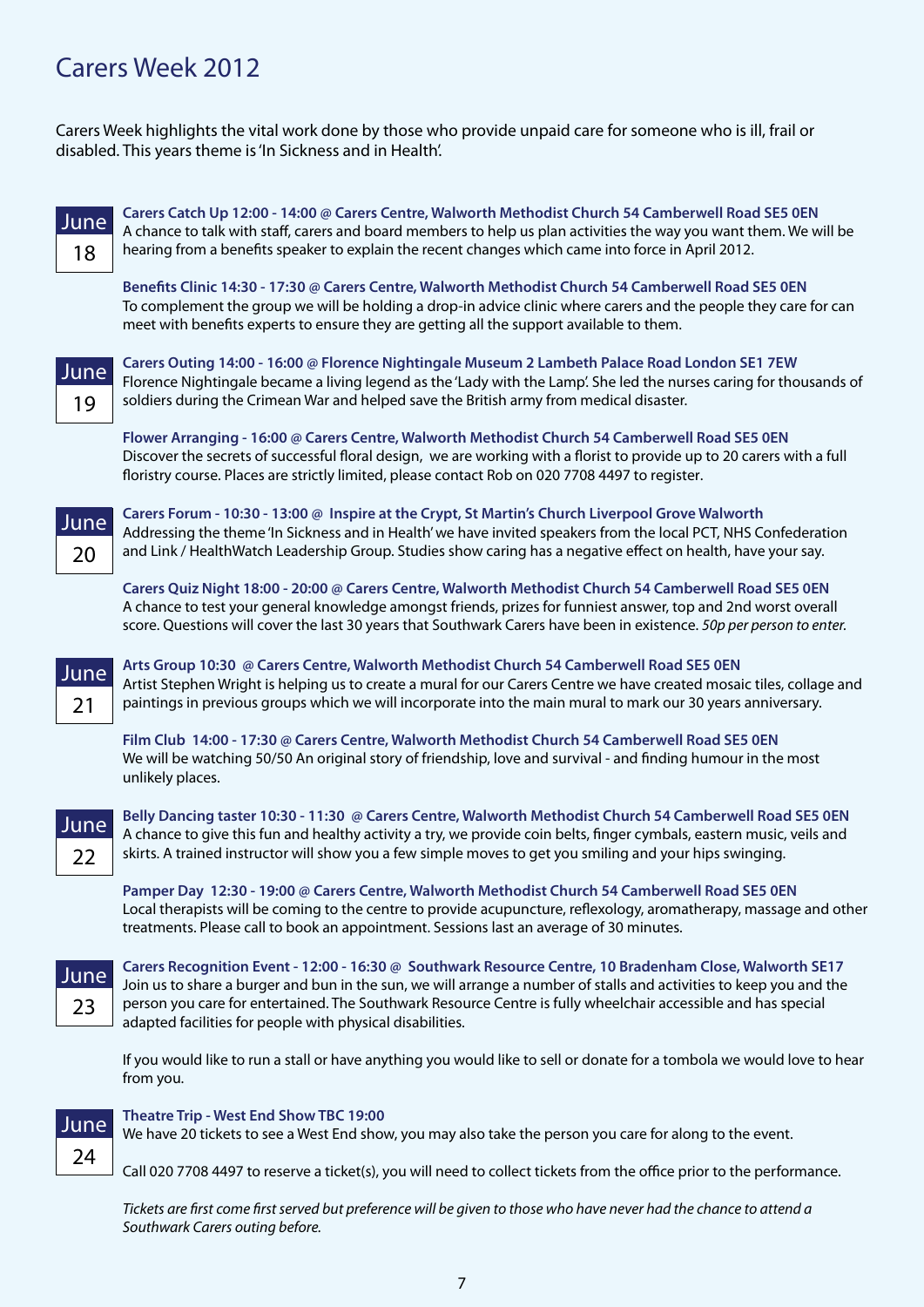# Carers Week 2012

Carers Week highlights the vital work done by those who provide unpaid care for someone who is ill, frail or disabled. This years theme is 'In Sickness and in Health'.

## June 18

**Carers Catch Up 12:00 - 14:00 @ Carers Centre, Walworth Methodist Church 54 Camberwell Road SE5 0EN**
A chance to talk with staff, carers and board members to help us plan activities the way you want them. We will be hearing from a benefits speaker to explain the recent changes which came into force in April 2012.

**Benefits Clinic 14:30 - 17:30 @ Carers Centre, Walworth Methodist Church 54 Camberwell Road SE5 0EN**
To complement the group we will be holding a drop-in advice clinic where carers and the people they care for can meet with benefits experts to ensure they are getting all the support available to them.

## June 19

**Carers Outing 14:00 - 16:00 @ Florence Nightingale Museum 2 Lambeth Palace Road London SE1 7EW**
Florence Nightingale became a living legend as the 'Lady with the Lamp'. She led the nurses caring for thousands of soldiers during the Crimean War and helped save the British army from medical disaster.

**Flower Arranging - 16:00 @ Carers Centre, Walworth Methodist Church 54 Camberwell Road SE5 0EN**
Discover the secrets of successful floral design, we are working with a florist to provide up to 20 carers with a full floristry course. Places are strictly limited, please contact Rob on 020 7708 4497 to register.

## June 20

**Carers Forum - 10:30 - 13:00 @ Inspire at the Crypt, St Martin's Church Liverpool Grove Walworth**
Addressing the theme 'In Sickness and in Health' we have invited speakers from the local PCT, NHS Confederation and Link / HealthWatch Leadership Group. Studies show caring has a negative effect on health, have your say.

**Carers Quiz Night 18:00 - 20:00 @ Carers Centre, Walworth Methodist Church 54 Camberwell Road SE5 0EN**
A chance to test your general knowledge amongst friends, prizes for funniest answer, top and 2nd worst overall score. Questions will cover the last 30 years that Southwark Carers have been in existence. *50p per person to enter.*

## June 21

**Arts Group 10:30 @ Carers Centre, Walworth Methodist Church 54 Camberwell Road SE5 0EN**
Artist Stephen Wright is helping us to create a mural for our Carers Centre we have created mosaic tiles, collage and paintings in previous groups which we will incorporate into the main mural to mark our 30 years anniversary.

**Film Club 14:00 - 17:30 @ Carers Centre, Walworth Methodist Church 54 Camberwell Road SE5 0EN**
We will be watching 50/50 An original story of friendship, love and survival - and finding humour in the most unlikely places.

## June 22

**Belly Dancing taster 10:30 - 11:30 @ Carers Centre, Walworth Methodist Church 54 Camberwell Road SE5 0EN**
A chance to give this fun and healthy activity a try, we provide coin belts, finger cymbals, eastern music, veils and skirts. A trained instructor will show you a few simple moves to get you smiling and your hips swinging.

**Pamper Day 12:30 - 19:00 @ Carers Centre, Walworth Methodist Church 54 Camberwell Road SE5 0EN**
Local therapists will be coming to the centre to provide acupuncture, reflexology, aromatherapy, massage and other treatments. Please call to book an appointment. Sessions last an average of 30 minutes.

## June 23

**Carers Recognition Event - 12:00 - 16:30 @ Southwark Resource Centre, 10 Bradenham Close, Walworth SE17**
Join us to share a burger and bun in the sun, we will arrange a number of stalls and activities to keep you and the person you care for entertained. The Southwark Resource Centre is fully wheelchair accessible and has special adapted facilities for people with physical disabilities.

If you would like to run a stall or have anything you would like to sell or donate for a tombola we would love to hear from you.

## June 24

**Theatre Trip - West End Show TBC 19:00**
We have 20 tickets to see a West End show, you may also take the person you care for along to the event.

Call 020 7708 4497 to reserve a ticket(s), you will need to collect tickets from the office prior to the performance.

*Tickets are first come first served but preference will be given to those who have never had the chance to attend a Southwark Carers outing before.*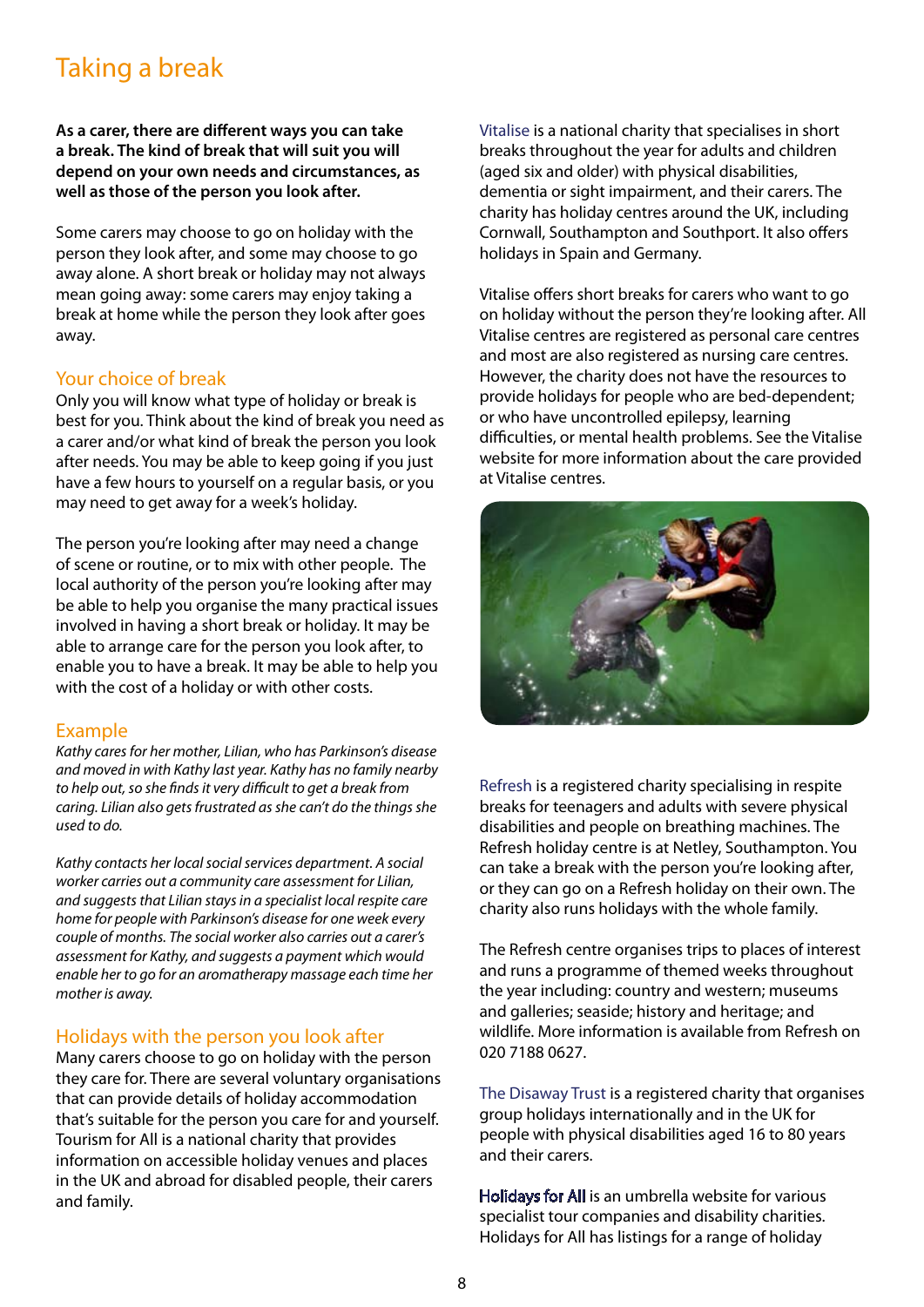# Taking a break

**As a carer, there are different ways you can take a break. The kind of break that will suit you will depend on your own needs and circumstances, as well as those of the person you look after.**

Some carers may choose to go on holiday with the person they look after, and some may choose to go away alone. A short break or holiday may not always mean going away: some carers may enjoy taking a break at home while the person they look after goes away.

## Your choice of break

Only you will know what type of holiday or break is best for you. Think about the kind of break you need as a carer and/or what kind of break the person you look after needs. You may be able to keep going if you just have a few hours to yourself on a regular basis, or you may need to get away for a week's holiday.

The person you're looking after may need a change of scene or routine, or to mix with other people. The local authority of the person you're looking after may be able to help you organise the many practical issues involved in having a short break or holiday. It may be able to arrange care for the person you look after, to enable you to have a break. It may be able to help you with the cost of a holiday or with other costs.

## Example

*Kathy cares for her mother, Lilian, who has Parkinson's disease and moved in with Kathy last year. Kathy has no family nearby to help out, so she finds it very difficult to get a break from caring. Lilian also gets frustrated as she can't do the things she used to do.*

*Kathy contacts her local social services department. A social worker carries out a community care assessment for Lilian, and suggests that Lilian stays in a specialist local respite care home for people with Parkinson's disease for one week every couple of months. The social worker also carries out a carer's assessment for Kathy, and suggests a payment which would enable her to go for an aromatherapy massage each time her mother is away.*

## Holidays with the person you look after

Many carers choose to go on holiday with the person they care for. There are several voluntary organisations that can provide details of holiday accommodation that's suitable for the person you care for and yourself. Tourism for All is a national charity that provides information on accessible holiday venues and places in the UK and abroad for disabled people, their carers and family.

Vitalise is a national charity that specialises in short breaks throughout the year for adults and children (aged six and older) with physical disabilities, dementia or sight impairment, and their carers. The charity has holiday centres around the UK, including Cornwall, Southampton and Southport. It also offers holidays in Spain and Germany.

Vitalise offers short breaks for carers who want to go on holiday without the person they're looking after. All Vitalise centres are registered as personal care centres and most are also registered as nursing care centres. However, the charity does not have the resources to provide holidays for people who are bed-dependent; or who have uncontrolled epilepsy, learning difficulties, or mental health problems. See the Vitalise website for more information about the care provided at Vitalise centres.

Refresh is a registered charity specialising in respite breaks for teenagers and adults with severe physical disabilities and people on breathing machines. The Refresh holiday centre is at Netley, Southampton. You can take a break with the person you're looking after, or they can go on a Refresh holiday on their own. The charity also runs holidays with the whole family.

The Refresh centre organises trips to places of interest and runs a programme of themed weeks throughout the year including: country and western; museums and galleries; seaside; history and heritage; and wildlife. More information is available from Refresh on 020 7188 0627.

The Disaway Trust is a registered charity that organises group holidays internationally and in the UK for people with physical disabilities aged 16 to 80 years and their carers.

Holidays for All is an umbrella website for various specialist tour companies and disability charities. Holidays for All has listings for a range of holiday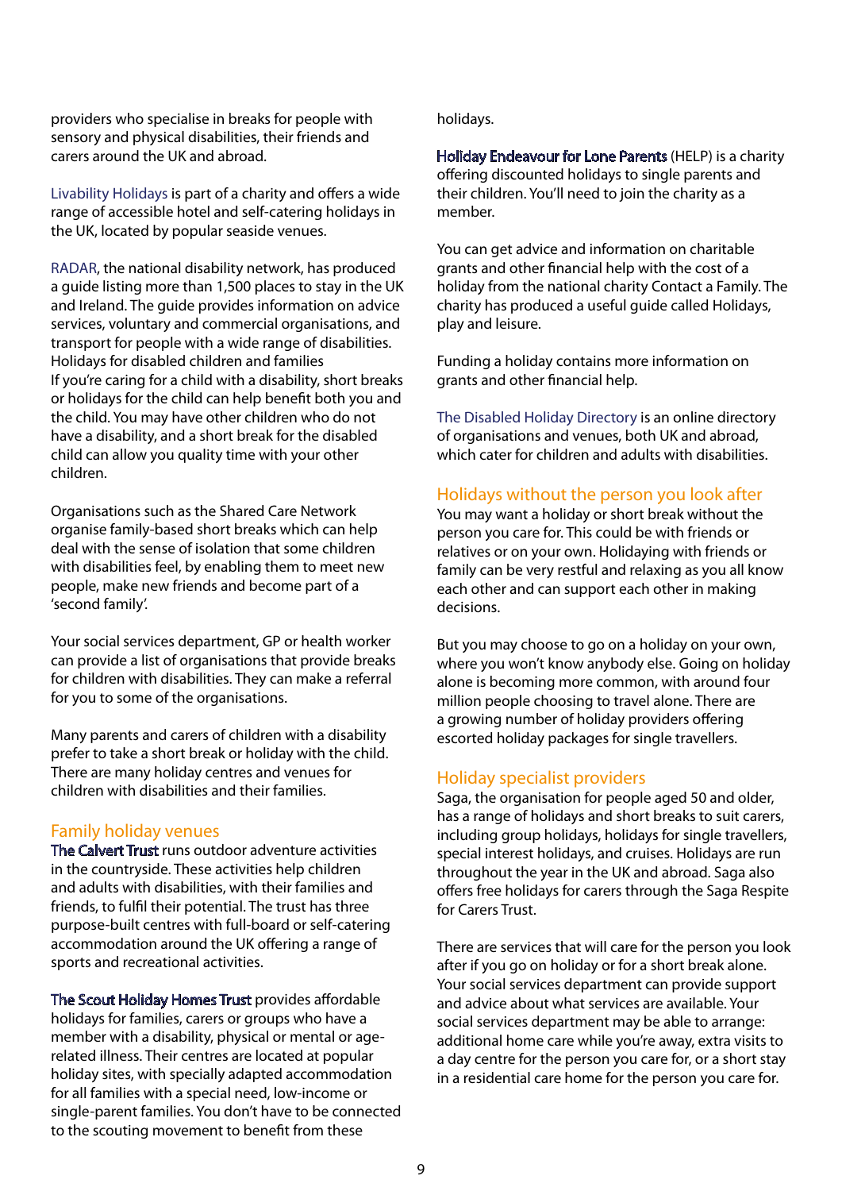providers who specialise in breaks for people with sensory and physical disabilities, their friends and carers around the UK and abroad.

Livability Holidays is part of a charity and offers a wide range of accessible hotel and self-catering holidays in the UK, located by popular seaside venues.

RADAR, the national disability network, has produced a guide listing more than 1,500 places to stay in the UK and Ireland. The guide provides information on advice services, voluntary and commercial organisations, and transport for people with a wide range of disabilities.
Holidays for disabled children and families
If you're caring for a child with a disability, short breaks or holidays for the child can help benefit both you and the child. You may have other children who do not have a disability, and a short break for the disabled child can allow you quality time with your other children.

Organisations such as the Shared Care Network organise family-based short breaks which can help deal with the sense of isolation that some children with disabilities feel, by enabling them to meet new people, make new friends and become part of a 'second family'.

Your social services department, GP or health worker can provide a list of organisations that provide breaks for children with disabilities. They can make a referral for you to some of the organisations.

Many parents and carers of children with a disability prefer to take a short break or holiday with the child. There are many holiday centres and venues for children with disabilities and their families.

## Family holiday venues

The Calvert Trust runs outdoor adventure activities in the countryside. These activities help children and adults with disabilities, with their families and friends, to fulfil their potential. The trust has three purpose-built centres with full-board or self-catering accommodation around the UK offering a range of sports and recreational activities.

The Scout Holiday Homes Trust provides affordable holidays for families, carers or groups who have a member with a disability, physical or mental or age-related illness. Their centres are located at popular holiday sites, with specially adapted accommodation for all families with a special need, low-income or single-parent families. You don't have to be connected to the scouting movement to benefit from these holidays.

Holiday Endeavour for Lone Parents (HELP) is a charity offering discounted holidays to single parents and their children. You'll need to join the charity as a member.

You can get advice and information on charitable grants and other financial help with the cost of a holiday from the national charity Contact a Family. The charity has produced a useful guide called Holidays, play and leisure.

Funding a holiday contains more information on grants and other financial help.

The Disabled Holiday Directory is an online directory of organisations and venues, both UK and abroad, which cater for children and adults with disabilities.

## Holidays without the person you look after

You may want a holiday or short break without the person you care for. This could be with friends or relatives or on your own. Holidaying with friends or family can be very restful and relaxing as you all know each other and can support each other in making decisions.

But you may choose to go on a holiday on your own, where you won't know anybody else. Going on holiday alone is becoming more common, with around four million people choosing to travel alone. There are a growing number of holiday providers offering escorted holiday packages for single travellers.

## Holiday specialist providers

Saga, the organisation for people aged 50 and older, has a range of holidays and short breaks to suit carers, including group holidays, holidays for single travellers, special interest holidays, and cruises. Holidays are run throughout the year in the UK and abroad. Saga also offers free holidays for carers through the Saga Respite for Carers Trust.

There are services that will care for the person you look after if you go on holiday or for a short break alone. Your social services department can provide support and advice about what services are available. Your social services department may be able to arrange: additional home care while you're away, extra visits to a day centre for the person you care for, or a short stay in a residential care home for the person you care for.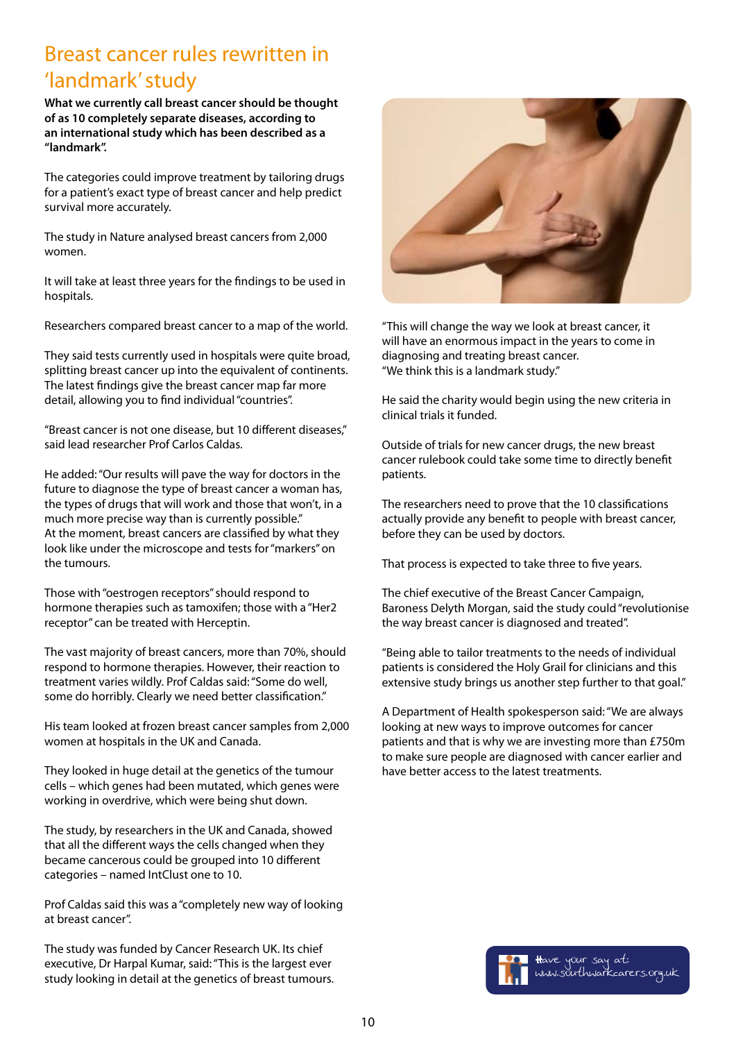# Breast cancer rules rewritten in 'landmark' study

**What we currently call breast cancer should be thought of as 10 completely separate diseases, according to an international study which has been described as a "landmark".**

The categories could improve treatment by tailoring drugs for a patient's exact type of breast cancer and help predict survival more accurately.

The study in Nature analysed breast cancers from 2,000 women.

It will take at least three years for the findings to be used in hospitals.

Researchers compared breast cancer to a map of the world.

They said tests currently used in hospitals were quite broad, splitting breast cancer up into the equivalent of continents. The latest findings give the breast cancer map far more detail, allowing you to find individual "countries".

"Breast cancer is not one disease, but 10 different diseases," said lead researcher Prof Carlos Caldas.

He added: "Our results will pave the way for doctors in the future to diagnose the type of breast cancer a woman has, the types of drugs that will work and those that won't, in a much more precise way than is currently possible."
At the moment, breast cancers are classified by what they look like under the microscope and tests for "markers" on the tumours.

Those with "oestrogen receptors" should respond to hormone therapies such as tamoxifen; those with a "Her2 receptor" can be treated with Herceptin.

The vast majority of breast cancers, more than 70%, should respond to hormone therapies. However, their reaction to treatment varies wildly. Prof Caldas said: "Some do well, some do horribly. Clearly we need better classification."

His team looked at frozen breast cancer samples from 2,000 women at hospitals in the UK and Canada.

They looked in huge detail at the genetics of the tumour cells – which genes had been mutated, which genes were working in overdrive, which were being shut down.

The study, by researchers in the UK and Canada, showed that all the different ways the cells changed when they became cancerous could be grouped into 10 different categories – named IntClust one to 10.

Prof Caldas said this was a "completely new way of looking at breast cancer".

The study was funded by Cancer Research UK. Its chief executive, Dr Harpal Kumar, said: "This is the largest ever study looking in detail at the genetics of breast tumours.

"This will change the way we look at breast cancer, it will have an enormous impact in the years to come in diagnosing and treating breast cancer.
"We think this is a landmark study."

He said the charity would begin using the new criteria in clinical trials it funded.

Outside of trials for new cancer drugs, the new breast cancer rulebook could take some time to directly benefit patients.

The researchers need to prove that the 10 classifications actually provide any benefit to people with breast cancer, before they can be used by doctors.

That process is expected to take three to five years.

The chief executive of the Breast Cancer Campaign, Baroness Delyth Morgan, said the study could "revolutionise the way breast cancer is diagnosed and treated".

"Being able to tailor treatments to the needs of individual patients is considered the Holy Grail for clinicians and this extensive study brings us another step further to that goal."

A Department of Health spokesperson said: "We are always looking at new ways to improve outcomes for cancer patients and that is why we are investing more than £750m to make sure people are diagnosed with cancer earlier and have better access to the latest treatments.

Have your say at: www.southwarkcarers.org.uk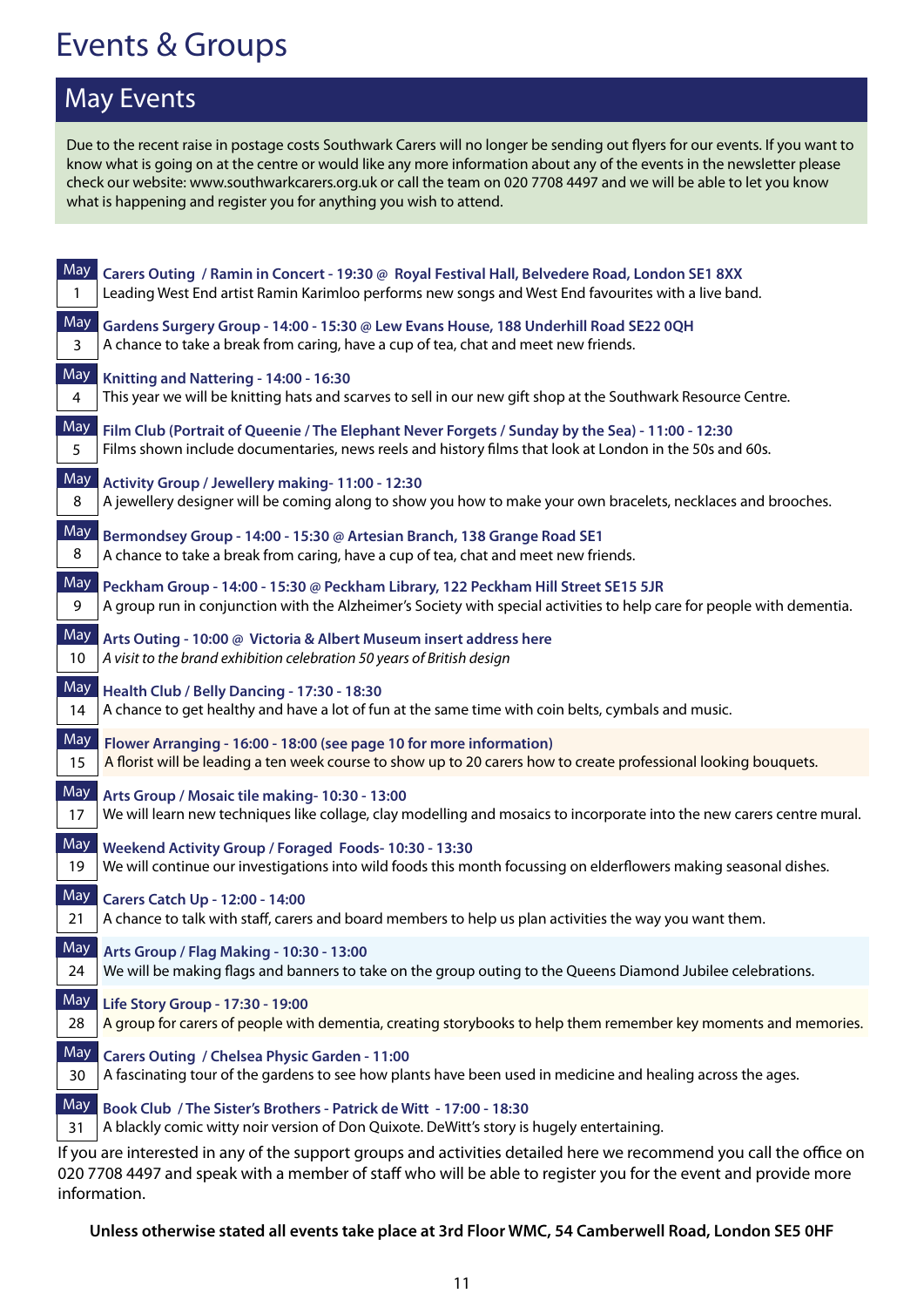# Events & Groups

## May Events

Due to the recent raise in postage costs Southwark Carers will no longer be sending out flyers for our events. If you want to know what is going on at the centre or would like any more information about any of the events in the newsletter please check our website: www.southwarkcarers.org.uk or call the team on 020 7708 4497 and we will be able to let you know what is happening and register you for anything you wish to attend.

**May 1** — **Carers Outing / Ramin in Concert - 19:30 @ Royal Festival Hall, Belvedere Road, London SE1 8XX**
Leading West End artist Ramin Karimloo performs new songs and West End favourites with a live band.

**May 3** — **Gardens Surgery Group - 14:00 - 15:30 @ Lew Evans House, 188 Underhill Road SE22 0QH**
A chance to take a break from caring, have a cup of tea, chat and meet new friends.

**May 4** — **Knitting and Nattering - 14:00 - 16:30**
This year we will be knitting hats and scarves to sell in our new gift shop at the Southwark Resource Centre.

**May 5** — **Film Club (Portrait of Queenie / The Elephant Never Forgets / Sunday by the Sea) - 11:00 - 12:30**
Films shown include documentaries, news reels and history films that look at London in the 50s and 60s.

**May 8** — **Activity Group / Jewellery making- 11:00 - 12:30**
A jewellery designer will be coming along to show you how to make your own bracelets, necklaces and brooches.

**May 8** — **Bermondsey Group - 14:00 - 15:30 @ Artesian Branch, 138 Grange Road SE1**
A chance to take a break from caring, have a cup of tea, chat and meet new friends.

**May 9** — **Peckham Group - 14:00 - 15:30 @ Peckham Library, 122 Peckham Hill Street SE15 5JR**
A group run in conjunction with the Alzheimer's Society with special activities to help care for people with dementia.

**May 10** — **Arts Outing - 10:00 @ Victoria & Albert Museum insert address here**
*A visit to the brand exhibition celebration 50 years of British design*

**May 14** — **Health Club / Belly Dancing - 17:30 - 18:30**
A chance to get healthy and have a lot of fun at the same time with coin belts, cymbals and music.

**May 15** — **Flower Arranging - 16:00 - 18:00 (see page 10 for more information)**
A florist will be leading a ten week course to show up to 20 carers how to create professional looking bouquets.

**May 17** — **Arts Group / Mosaic tile making- 10:30 - 13:00**
We will learn new techniques like collage, clay modelling and mosaics to incorporate into the new carers centre mural.

**May 19** — **Weekend Activity Group / Foraged Foods- 10:30 - 13:30**
We will continue our investigations into wild foods this month focussing on elderflowers making seasonal dishes.

**May 21** — **Carers Catch Up - 12:00 - 14:00**
A chance to talk with staff, carers and board members to help us plan activities the way you want them.

**May 24** — **Arts Group / Flag Making - 10:30 - 13:00**
We will be making flags and banners to take on the group outing to the Queens Diamond Jubilee celebrations.

**May 28** — **Life Story Group - 17:30 - 19:00**
A group for carers of people with dementia, creating storybooks to help them remember key moments and memories.

**May 30** — **Carers Outing / Chelsea Physic Garden - 11:00**
A fascinating tour of the gardens to see how plants have been used in medicine and healing across the ages.

**May 31** — **Book Club / The Sister's Brothers - Patrick de Witt - 17:00 - 18:30**
A blackly comic witty noir version of Don Quixote. DeWitt's story is hugely entertaining.

If you are interested in any of the support groups and activities detailed here we recommend you call the office on 020 7708 4497 and speak with a member of staff who will be able to register you for the event and provide more information.

**Unless otherwise stated all events take place at 3rd Floor WMC, 54 Camberwell Road, London SE5 0HF**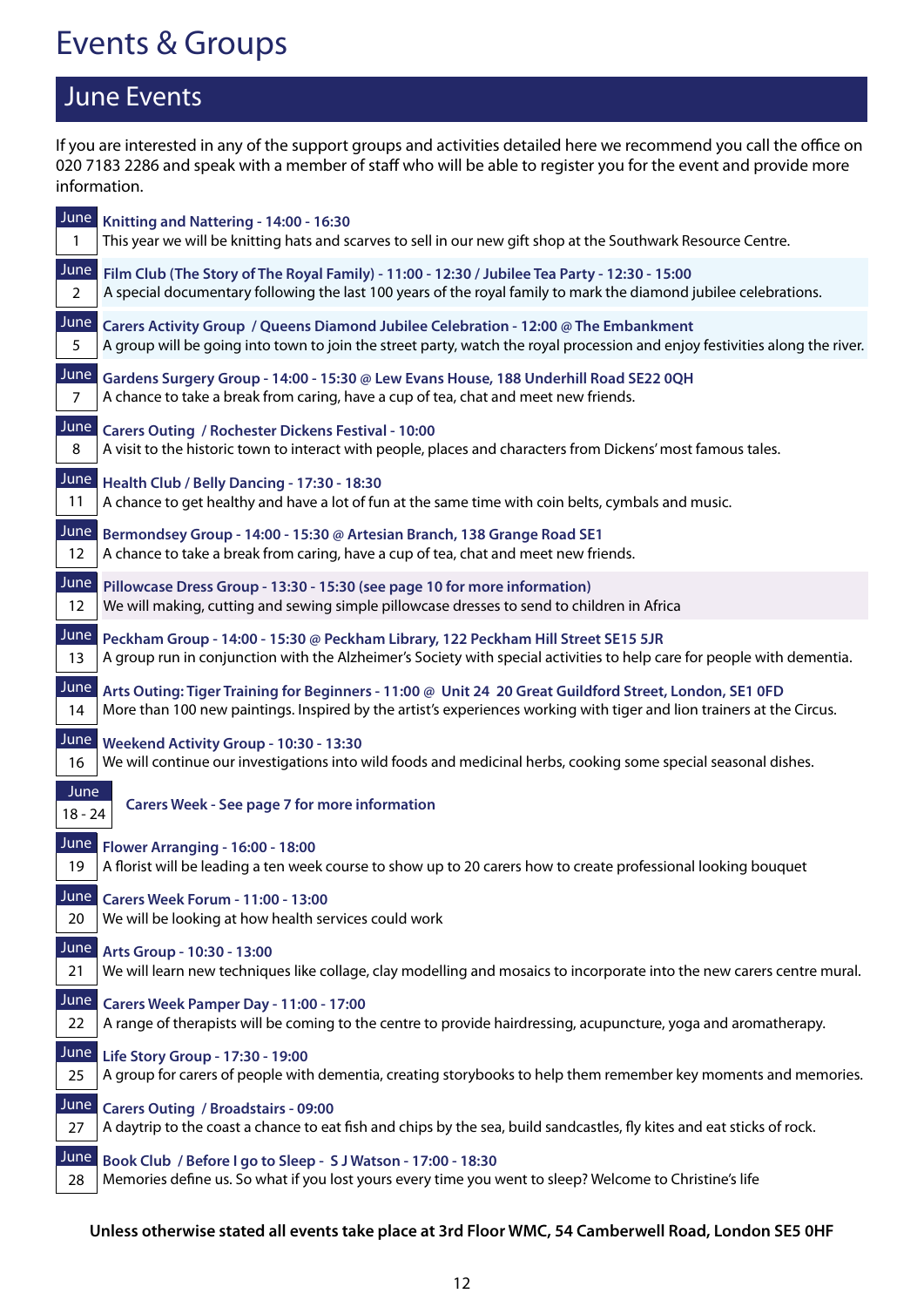# Events & Groups

## June Events

If you are interested in any of the support groups and activities detailed here we recommend you call the office on 020 7183 2286 and speak with a member of staff who will be able to register you for the event and provide more information.

**June 1 — Knitting and Nattering - 14:00 - 16:30**
This year we will be knitting hats and scarves to sell in our new gift shop at the Southwark Resource Centre.

**June 2 — Film Club (The Story of The Royal Family) - 11:00 - 12:30 / Jubilee Tea Party - 12:30 - 15:00**
A special documentary following the last 100 years of the royal family to mark the diamond jubilee celebrations.

**June 5 — Carers Activity Group / Queens Diamond Jubilee Celebration - 12:00 @ The Embankment**
A group will be going into town to join the street party, watch the royal procession and enjoy festivities along the river.

**June 7 — Gardens Surgery Group - 14:00 - 15:30 @ Lew Evans House, 188 Underhill Road SE22 0QH**
A chance to take a break from caring, have a cup of tea, chat and meet new friends.

**June 8 — Carers Outing / Rochester Dickens Festival - 10:00**
A visit to the historic town to interact with people, places and characters from Dickens' most famous tales.

**June 11 — Health Club / Belly Dancing - 17:30 - 18:30**
A chance to get healthy and have a lot of fun at the same time with coin belts, cymbals and music.

**June 12 — Bermondsey Group - 14:00 - 15:30 @ Artesian Branch, 138 Grange Road SE1**
A chance to take a break from caring, have a cup of tea, chat and meet new friends.

**June 12 — Pillowcase Dress Group - 13:30 - 15:30 (see page 10 for more information)**
We will making, cutting and sewing simple pillowcase dresses to send to children in Africa

**June 13 — Peckham Group - 14:00 - 15:30 @ Peckham Library, 122 Peckham Hill Street SE15 5JR**
A group run in conjunction with the Alzheimer's Society with special activities to help care for people with dementia.

**June 14 — Arts Outing: Tiger Training for Beginners - 11:00 @ Unit 24 20 Great Guildford Street, London, SE1 0FD**
More than 100 new paintings. Inspired by the artist's experiences working with tiger and lion trainers at the Circus.

**June 16 — Weekend Activity Group - 10:30 - 13:30**
We will continue our investigations into wild foods and medicinal herbs, cooking some special seasonal dishes.

**June 18 - 24 — Carers Week - See page 7 for more information**

**June 19 — Flower Arranging - 16:00 - 18:00**
A florist will be leading a ten week course to show up to 20 carers how to create professional looking bouquet

**June 20 — Carers Week Forum - 11:00 - 13:00**
We will be looking at how health services could work

**June 21 — Arts Group - 10:30 - 13:00**
We will learn new techniques like collage, clay modelling and mosaics to incorporate into the new carers centre mural.

**June 22 — Carers Week Pamper Day - 11:00 - 17:00**
A range of therapists will be coming to the centre to provide hairdressing, acupuncture, yoga and aromatherapy.

**June 25 — Life Story Group - 17:30 - 19:00**
A group for carers of people with dementia, creating storybooks to help them remember key moments and memories.

**June 27 — Carers Outing / Broadstairs - 09:00**
A daytrip to the coast a chance to eat fish and chips by the sea, build sandcastles, fly kites and eat sticks of rock.

**June 28 — Book Club / Before I go to Sleep - S J Watson - 17:00 - 18:30**
Memories define us. So what if you lost yours every time you went to sleep? Welcome to Christine's life

**Unless otherwise stated all events take place at 3rd Floor WMC, 54 Camberwell Road, London SE5 0HF**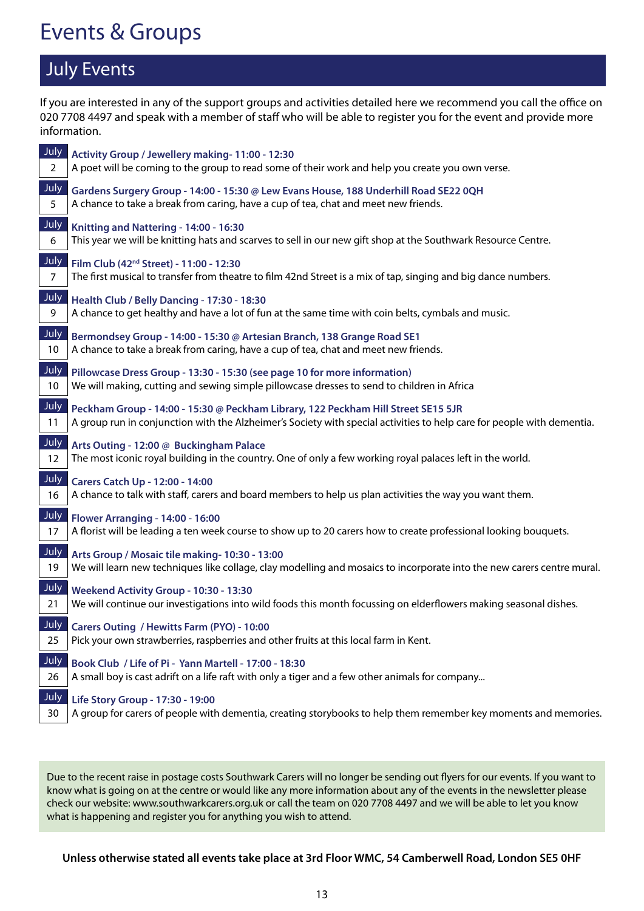# Events & Groups

## July Events

If you are interested in any of the support groups and activities detailed here we recommend you call the office on 020 7708 4497 and speak with a member of staff who will be able to register you for the event and provide more information.

**July 2 — Activity Group / Jewellery making- 11:00 - 12:30**
A poet will be coming to the group to read some of their work and help you create you own verse.

**July 5 — Gardens Surgery Group - 14:00 - 15:30 @ Lew Evans House, 188 Underhill Road SE22 0QH**
A chance to take a break from caring, have a cup of tea, chat and meet new friends.

**July 6 — Knitting and Nattering - 14:00 - 16:30**
This year we will be knitting hats and scarves to sell in our new gift shop at the Southwark Resource Centre.

**July 7 — Film Club (42nd Street) - 11:00 - 12:30**
The first musical to transfer from theatre to film 42nd Street is a mix of tap, singing and big dance numbers.

**July 9 — Health Club / Belly Dancing - 17:30 - 18:30**
A chance to get healthy and have a lot of fun at the same time with coin belts, cymbals and music.

**July 10 — Bermondsey Group - 14:00 - 15:30 @ Artesian Branch, 138 Grange Road SE1**
A chance to take a break from caring, have a cup of tea, chat and meet new friends.

**July 10 — Pillowcase Dress Group - 13:30 - 15:30 (see page 10 for more information)**
We will making, cutting and sewing simple pillowcase dresses to send to children in Africa

**July 11 — Peckham Group - 14:00 - 15:30 @ Peckham Library, 122 Peckham Hill Street SE15 5JR**
A group run in conjunction with the Alzheimer's Society with special activities to help care for people with dementia.

**July 12 — Arts Outing - 12:00 @ Buckingham Palace**
The most iconic royal building in the country. One of only a few working royal palaces left in the world.

**July 16 — Carers Catch Up - 12:00 - 14:00**
A chance to talk with staff, carers and board members to help us plan activities the way you want them.

**July 17 — Flower Arranging - 14:00 - 16:00**
A florist will be leading a ten week course to show up to 20 carers how to create professional looking bouquets.

**July 19 — Arts Group / Mosaic tile making- 10:30 - 13:00**
We will learn new techniques like collage, clay modelling and mosaics to incorporate into the new carers centre mural.

**July 21 — Weekend Activity Group - 10:30 - 13:30**
We will continue our investigations into wild foods this month focussing on elderflowers making seasonal dishes.

**July 25 — Carers Outing / Hewitts Farm (PYO) - 10:00**
Pick your own strawberries, raspberries and other fruits at this local farm in Kent.

**July 26 — Book Club / Life of Pi - Yann Martell - 17:00 - 18:30**
A small boy is cast adrift on a life raft with only a tiger and a few other animals for company...

**July 30 — Life Story Group - 17:30 - 19:00**
A group for carers of people with dementia, creating storybooks to help them remember key moments and memories.

Due to the recent raise in postage costs Southwark Carers will no longer be sending out flyers for our events. If you want to know what is going on at the centre or would like any more information about any of the events in the newsletter please check our website: www.southwarkcarers.org.uk or call the team on 020 7708 4497 and we will be able to let you know what is happening and register you for anything you wish to attend.

**Unless otherwise stated all events take place at 3rd Floor WMC, 54 Camberwell Road, London SE5 0HF**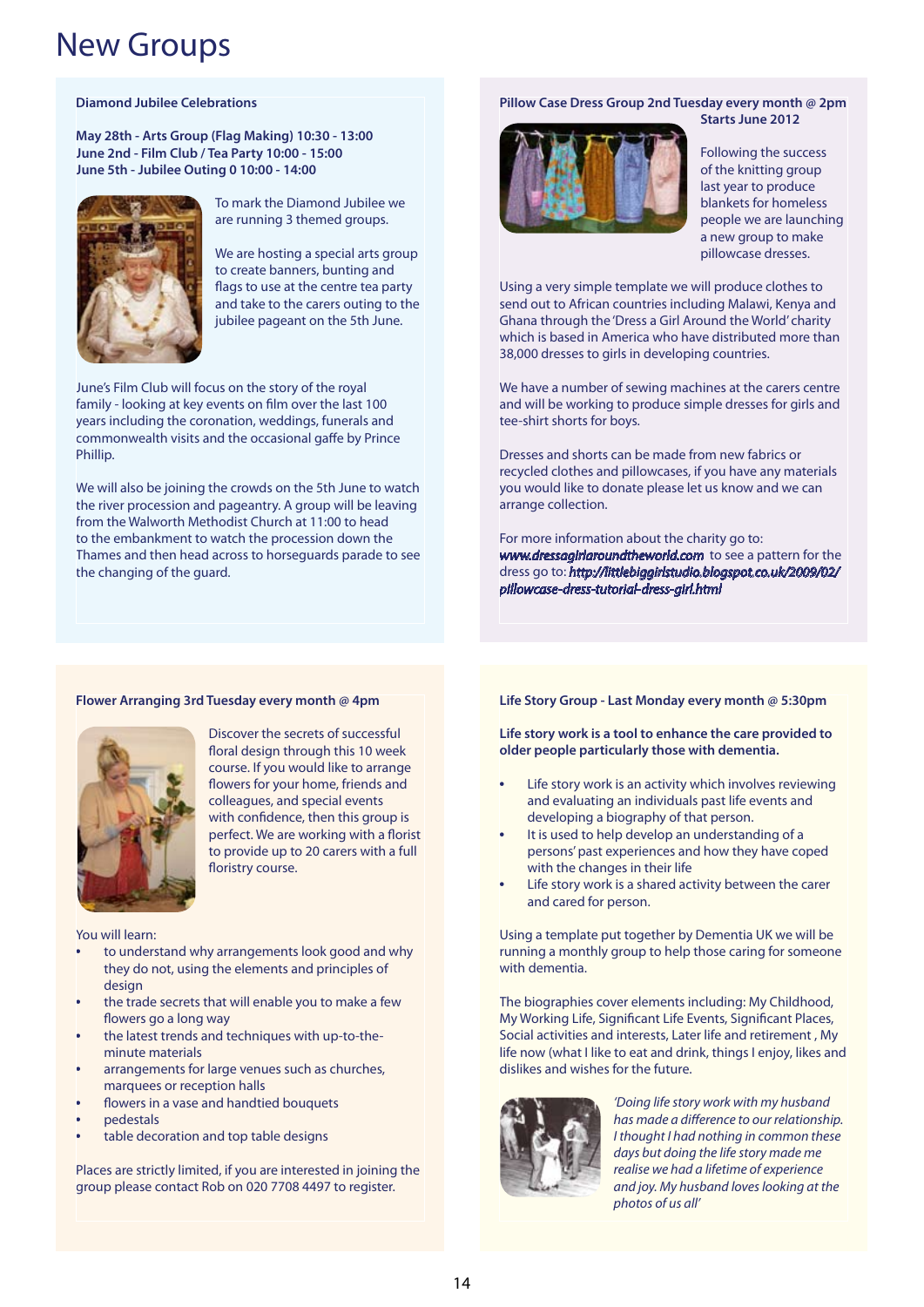# New Groups

### Diamond Jubilee Celebrations

**May 28th - Arts Group (Flag Making) 10:30 - 13:00**
**June 2nd - Film Club / Tea Party 10:00 - 15:00**
**June 5th - Jubilee Outing 0 10:00 - 14:00**

To mark the Diamond Jubilee we are running 3 themed groups.

We are hosting a special arts group to create banners, bunting and flags to use at the centre tea party and take to the carers outing to the jubilee pageant on the 5th June.

June's Film Club will focus on the story of the royal family - looking at key events on film over the last 100 years including the coronation, weddings, funerals and commonwealth visits and the occasional gaffe by Prince Phillip.

We will also be joining the crowds on the 5th June to watch the river procession and pageantry. A group will be leaving from the Walworth Methodist Church at 11:00 to head to the embankment to watch the procession down the Thames and then head across to horseguards parade to see the changing of the guard.

### Pillow Case Dress Group 2nd Tuesday every month @ 2pm

**Starts June 2012**

Following the success of the knitting group last year to produce blankets for homeless people we are launching a new group to make pillowcase dresses.

Using a very simple template we will produce clothes to send out to African countries including Malawi, Kenya and Ghana through the 'Dress a Girl Around the World' charity which is based in America who have distributed more than 38,000 dresses to girls in developing countries.

We have a number of sewing machines at the carers centre and will be working to produce simple dresses for girls and tee-shirt shorts for boys.

Dresses and shorts can be made from new fabrics or recycled clothes and pillowcases, if you have any materials you would like to donate please let us know and we can arrange collection.

For more information about the charity go to: *www.dressagirlaroundtheworld.com* to see a pattern for the dress go to: *http://littlebiggirlstudio.blogspot.co.uk/2009/02/pillowcase-dress-tutorial-dress-girl.html*

### Flower Arranging 3rd Tuesday every month @ 4pm

Discover the secrets of successful floral design through this 10 week course. If you would like to arrange flowers for your home, friends and colleagues, and special events with confidence, then this group is perfect. We are working with a florist to provide up to 20 carers with a full floristry course.

You will learn:

- to understand why arrangements look good and why they do not, using the elements and principles of design
- the trade secrets that will enable you to make a few flowers go a long way
- the latest trends and techniques with up-to-the-minute materials
- arrangements for large venues such as churches, marquees or reception halls
- flowers in a vase and handtied bouquets
- pedestals
- table decoration and top table designs

Places are strictly limited, if you are interested in joining the group please contact Rob on 020 7708 4497 to register.

### Life Story Group - Last Monday every month @ 5:30pm

**Life story work is a tool to enhance the care provided to older people particularly those with dementia.**

- Life story work is an activity which involves reviewing and evaluating an individuals past life events and developing a biography of that person.
- It is used to help develop an understanding of a persons' past experiences and how they have coped with the changes in their life
- Life story work is a shared activity between the carer and cared for person.

Using a template put together by Dementia UK we will be running a monthly group to help those caring for someone with dementia.

The biographies cover elements including: My Childhood, My Working Life, Significant Life Events, Significant Places, Social activities and interests, Later life and retirement , My life now (what I like to eat and drink, things I enjoy, likes and dislikes and wishes for the future.

*'Doing life story work with my husband has made a difference to our relationship. I thought I had nothing in common these days but doing the life story made me realise we had a lifetime of experience and joy. My husband loves looking at the photos of us all'*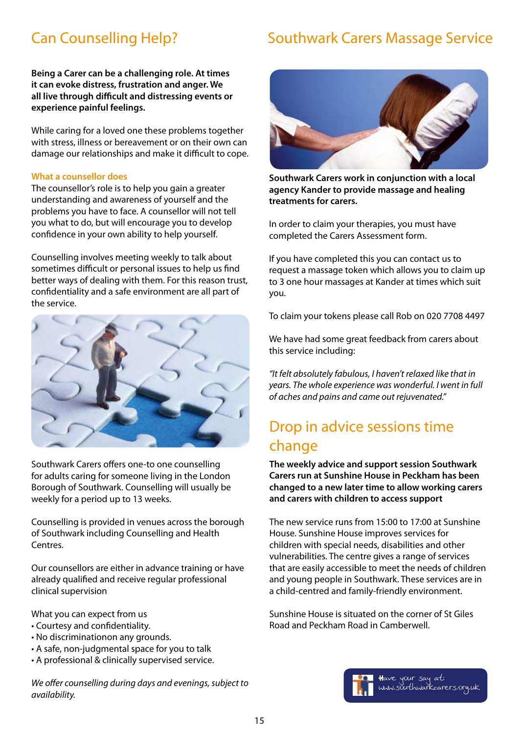## Can Counselling Help?

**Being a Carer can be a challenging role. At times it can evoke distress, frustration and anger. We all live through difficult and distressing events or experience painful feelings.**

While caring for a loved one these problems together with stress, illness or bereavement or on their own can damage our relationships and make it difficult to cope.

### What a counsellor does

The counsellor's role is to help you gain a greater understanding and awareness of yourself and the problems you have to face. A counsellor will not tell you what to do, but will encourage you to develop confidence in your own ability to help yourself.

Counselling involves meeting weekly to talk about sometimes difficult or personal issues to help us find better ways of dealing with them. For this reason trust, confidentiality and a safe environment are all part of the service.

Southwark Carers offers one-to one counselling for adults caring for someone living in the London Borough of Southwark. Counselling will usually be weekly for a period up to 13 weeks.

Counselling is provided in venues across the borough of Southwark including Counselling and Health Centres.

Our counsellors are either in advance training or have already qualified and receive regular professional clinical supervision

What you can expect from us

- Courtesy and confidentiality.
- No discriminationon any grounds.
- A safe, non-judgmental space for you to talk
- A professional & clinically supervised service.

*We offer counselling during days and evenings, subject to availability.*

## Southwark Carers Massage Service

**Southwark Carers work in conjunction with a local agency Kander to provide massage and healing treatments for carers.**

In order to claim your therapies, you must have completed the Carers Assessment form.

If you have completed this you can contact us to request a massage token which allows you to claim up to 3 one hour massages at Kander at times which suit you.

To claim your tokens please call Rob on 020 7708 4497

We have had some great feedback from carers about this service including:

*"It felt absolutely fabulous, I haven't relaxed like that in years. The whole experience was wonderful. I went in full of aches and pains and came out rejuvenated."*

## Drop in advice sessions time change

**The weekly advice and support session Southwark Carers run at Sunshine House in Peckham has been changed to a new later time to allow working carers and carers with children to access support**

The new service runs from 15:00 to 17:00 at Sunshine House. Sunshine House improves services for children with special needs, disabilities and other vulnerabilities. The centre gives a range of services that are easily accessible to meet the needs of children and young people in Southwark. These services are in a child-centred and family-friendly environment.

Sunshine House is situated on the corner of St Giles Road and Peckham Road in Camberwell.

Have your say at: www.southwarkcarers.org.uk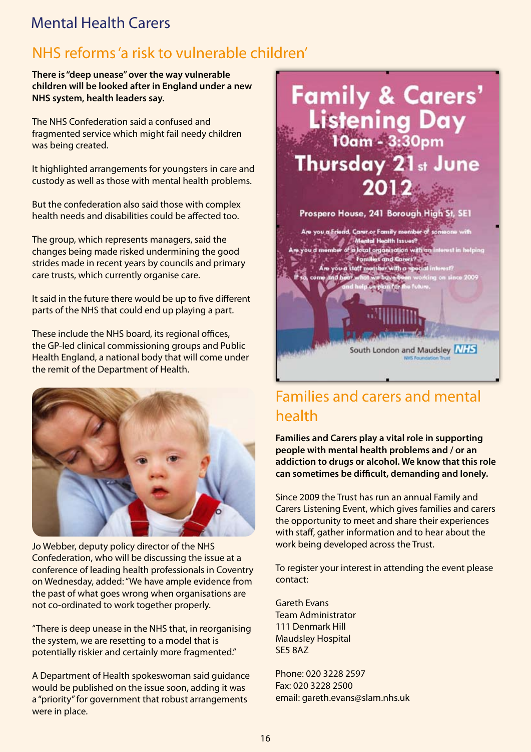# Mental Health Carers

## NHS reforms 'a risk to vulnerable children'

**There is "deep unease" over the way vulnerable children will be looked after in England under a new NHS system, health leaders say.**

The NHS Confederation said a confused and fragmented service which might fail needy children was being created.

It highlighted arrangements for youngsters in care and custody as well as those with mental health problems.

But the confederation also said those with complex health needs and disabilities could be affected too.

The group, which represents managers, said the changes being made risked undermining the good strides made in recent years by councils and primary care trusts, which currently organise care.

It said in the future there would be up to five different parts of the NHS that could end up playing a part.

These include the NHS board, its regional offices, the GP-led clinical commissioning groups and Public Health England, a national body that will come under the remit of the Department of Health.

Jo Webber, deputy policy director of the NHS Confederation, who will be discussing the issue at a conference of leading health professionals in Coventry on Wednesday, added: "We have ample evidence from the past of what goes wrong when organisations are not co-ordinated to work together properly.

"There is deep unease in the NHS that, in reorganising the system, we are resetting to a model that is potentially riskier and certainly more fragmented."

A Department of Health spokeswoman said guidance would be published on the issue soon, adding it was a "priority" for government that robust arrangements were in place.

**Family & Carers' Listening Day**
**10am - 3:30pm**
**Thursday 21st June 2012**

Prospero House, 241 Borough High St, SE1

Are you a Friend, Carer or Family member of someone with Mental Health Issues?
Are you a member of a local organisation with an interest in helping Families and Carers?
Are you a staff member with a special interest?
If so, come and hear what we have been working on since 2009 and help us plan for the future.

South London and Maudsley NHS Foundation Trust

## Families and carers and mental health

**Families and Carers play a vital role in supporting people with mental health problems and / or an addiction to drugs or alcohol. We know that this role can sometimes be difficult, demanding and lonely.**

Since 2009 the Trust has run an annual Family and Carers Listening Event, which gives families and carers the opportunity to meet and share their experiences with staff, gather information and to hear about the work being developed across the Trust.

To register your interest in attending the event please contact:

Gareth Evans
Team Administrator
111 Denmark Hill
Maudsley Hospital
SE5 8AZ

Phone: 020 3228 2597
Fax: 020 3228 2500
email: gareth.evans@slam.nhs.uk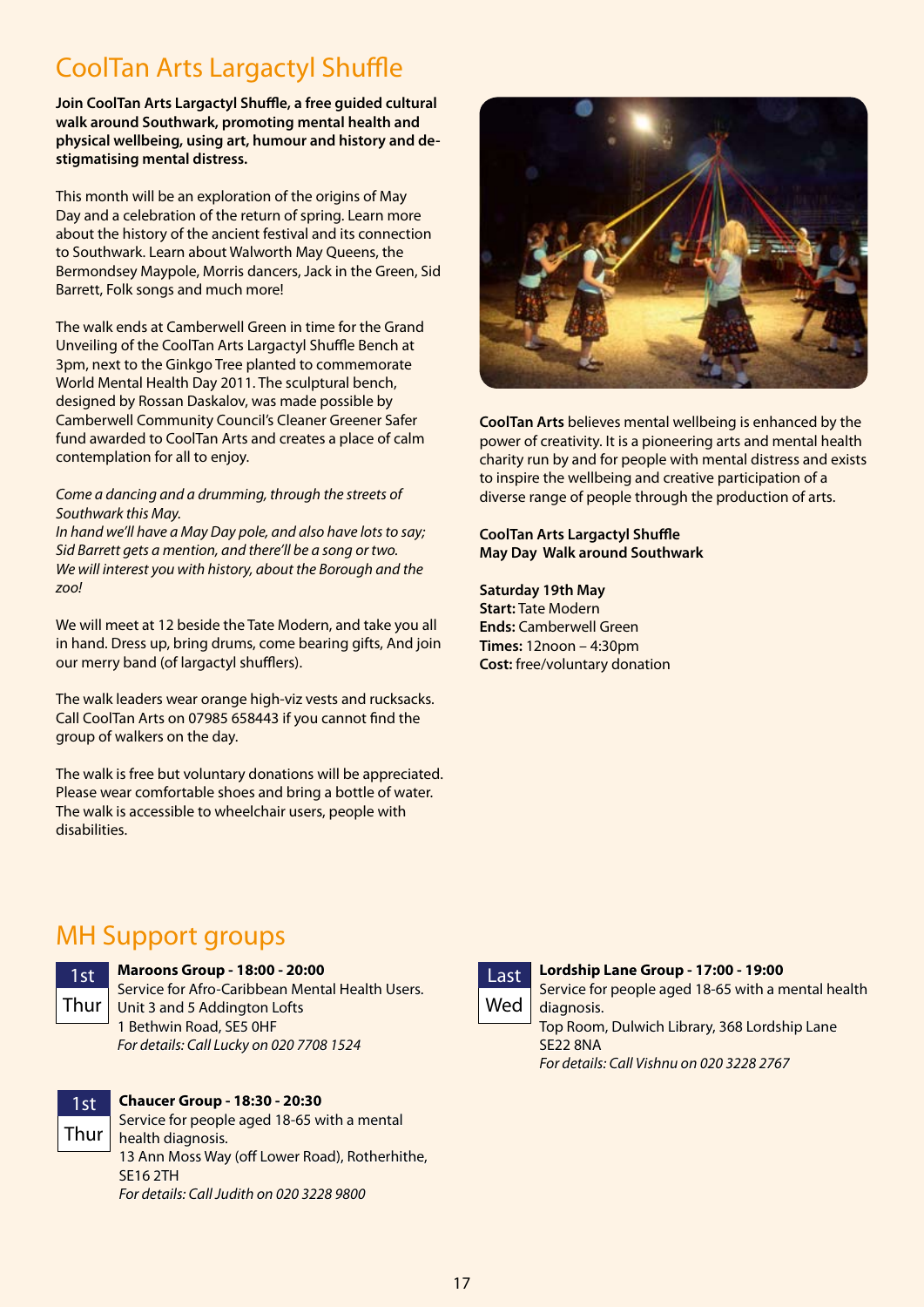# CoolTan Arts Largactyl Shuffle

**Join CoolTan Arts Largactyl Shuffle, a free guided cultural walk around Southwark, promoting mental health and physical wellbeing, using art, humour and history and de-stigmatising mental distress.**

This month will be an exploration of the origins of May Day and a celebration of the return of spring. Learn more about the history of the ancient festival and its connection to Southwark. Learn about Walworth May Queens, the Bermondsey Maypole, Morris dancers, Jack in the Green, Sid Barrett, Folk songs and much more!

The walk ends at Camberwell Green in time for the Grand Unveiling of the CoolTan Arts Largactyl Shuffle Bench at 3pm, next to the Ginkgo Tree planted to commemorate World Mental Health Day 2011. The sculptural bench, designed by Rossan Daskalov, was made possible by Camberwell Community Council's Cleaner Greener Safer fund awarded to CoolTan Arts and creates a place of calm contemplation for all to enjoy.

*Come a dancing and a drumming, through the streets of Southwark this May.*
*In hand we'll have a May Day pole, and also have lots to say;*
*Sid Barrett gets a mention, and there'll be a song or two.*
*We will interest you with history, about the Borough and the zoo!*

We will meet at 12 beside the Tate Modern, and take you all in hand. Dress up, bring drums, come bearing gifts, And join our merry band (of largactyl shufflers).

The walk leaders wear orange high-viz vests and rucksacks. Call CoolTan Arts on 07985 658443 if you cannot find the group of walkers on the day.

The walk is free but voluntary donations will be appreciated. Please wear comfortable shoes and bring a bottle of water. The walk is accessible to wheelchair users, people with disabilities.

**CoolTan Arts** believes mental wellbeing is enhanced by the power of creativity. It is a pioneering arts and mental health charity run by and for people with mental distress and exists to inspire the wellbeing and creative participation of a diverse range of people through the production of arts.

**CoolTan Arts Largactyl Shuffle**
**May Day Walk around Southwark**

**Saturday 19th May**
**Start:** Tate Modern
**Ends:** Camberwell Green
**Times:** 12noon – 4:30pm
**Cost:** free/voluntary donation

# MH Support groups

**1st Thur**

**Maroons Group - 18:00 - 20:00**
Service for Afro-Caribbean Mental Health Users.
Unit 3 and 5 Addington Lofts
1 Bethwin Road, SE5 0HF
*For details: Call Lucky on 020 7708 1524*

**1st Thur**

**Chaucer Group - 18:30 - 20:30**
Service for people aged 18-65 with a mental health diagnosis.
13 Ann Moss Way (off Lower Road), Rotherhithe, SE16 2TH
*For details: Call Judith on 020 3228 9800*

**Last Wed**

**Lordship Lane Group - 17:00 - 19:00**
Service for people aged 18-65 with a mental health diagnosis.
Top Room, Dulwich Library, 368 Lordship Lane
SE22 8NA
*For details: Call Vishnu on 020 3228 2767*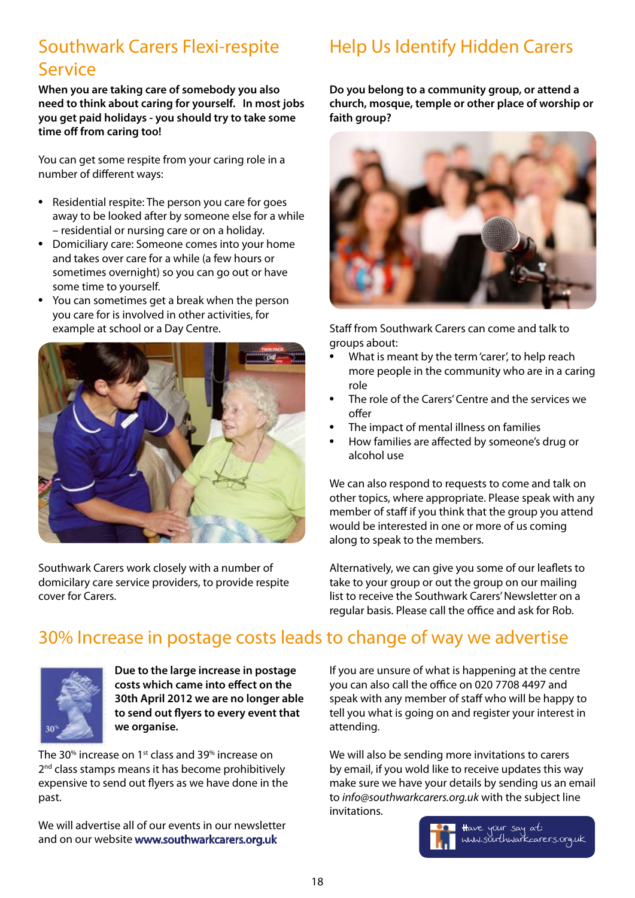## Southwark Carers Flexi-respite Service

**When you are taking care of somebody you also need to think about caring for yourself. In most jobs you get paid holidays - you should try to take some time off from caring too!**

You can get some respite from your caring role in a number of different ways:

- Residential respite: The person you care for goes away to be looked after by someone else for a while – residential or nursing care or on a holiday.
- Domiciliary care: Someone comes into your home and takes over care for a while (a few hours or sometimes overnight) so you can go out or have some time to yourself.
- You can sometimes get a break when the person you care for is involved in other activities, for example at school or a Day Centre.

Southwark Carers work closely with a number of domicilary care service providers, to provide respite cover for Carers.

## Help Us Identify Hidden Carers

**Do you belong to a community group, or attend a church, mosque, temple or other place of worship or faith group?**

Staff from Southwark Carers can come and talk to groups about:

- What is meant by the term 'carer', to help reach more people in the community who are in a caring role
- The role of the Carers' Centre and the services we offer
- The impact of mental illness on families
- How families are affected by someone's drug or alcohol use

We can also respond to requests to come and talk on other topics, where appropriate. Please speak with any member of staff if you think that the group you attend would be interested in one or more of us coming along to speak to the members.

Alternatively, we can give you some of our leaflets to take to your group or out the group on our mailing list to receive the Southwark Carers' Newsletter on a regular basis. Please call the office and ask for Rob.

## 30% Increase in postage costs leads to change of way we advertise

**Due to the large increase in postage costs which came into effect on the 30th April 2012 we are no longer able to send out flyers to every event that we organise.**

The 30% increase on 1st class and 39% increase on 2nd class stamps means it has become prohibitively expensive to send out flyers as we have done in the past.

We will advertise all of our events in our newsletter and on our website www.southwarkcarers.org.uk

If you are unsure of what is happening at the centre you can also call the office on 020 7708 4497 and speak with any member of staff who will be happy to tell you what is going on and register your interest in attending.

We will also be sending more invitations to carers by email, if you wold like to receive updates this way make sure we have your details by sending us an email to *info@southwarkcarers.org.uk* with the subject line invitations.

Have your say at: www.southwarkcarers.org.uk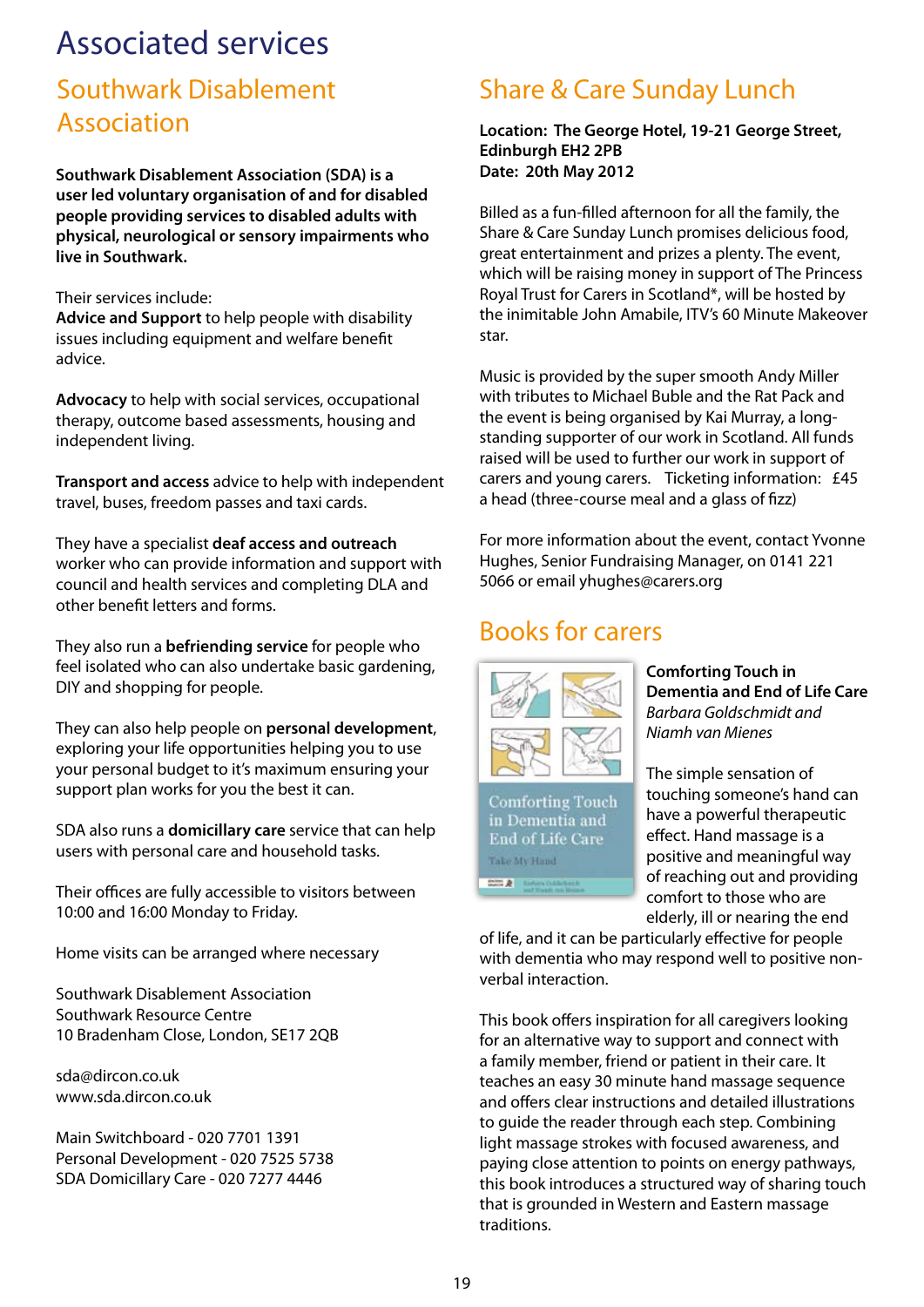# Associated services

## Southwark Disablement Association

**Southwark Disablement Association (SDA) is a user led voluntary organisation of and for disabled people providing services to disabled adults with physical, neurological or sensory impairments who live in Southwark.**

Their services include:
**Advice and Support** to help people with disability issues including equipment and welfare benefit advice.

**Advocacy** to help with social services, occupational therapy, outcome based assessments, housing and independent living.

**Transport and access** advice to help with independent travel, buses, freedom passes and taxi cards.

They have a specialist **deaf access and outreach** worker who can provide information and support with council and health services and completing DLA and other benefit letters and forms.

They also run a **befriending service** for people who feel isolated who can also undertake basic gardening, DIY and shopping for people.

They can also help people on **personal development**, exploring your life opportunities helping you to use your personal budget to it's maximum ensuring your support plan works for you the best it can.

SDA also runs a **domicillary care** service that can help users with personal care and household tasks.

Their offices are fully accessible to visitors between 10:00 and 16:00 Monday to Friday.

Home visits can be arranged where necessary

Southwark Disablement Association
Southwark Resource Centre
10 Bradenham Close, London, SE17 2QB

sda@dircon.co.uk
www.sda.dircon.co.uk

Main Switchboard - 020 7701 1391
Personal Development - 020 7525 5738
SDA Domicillary Care - 020 7277 4446

## Share & Care Sunday Lunch

**Location: The George Hotel, 19-21 George Street, Edinburgh EH2 2PB**
**Date: 20th May 2012**

Billed as a fun-filled afternoon for all the family, the Share & Care Sunday Lunch promises delicious food, great entertainment and prizes a plenty. The event, which will be raising money in support of The Princess Royal Trust for Carers in Scotland*, will be hosted by the inimitable John Amabile, ITV's 60 Minute Makeover star.

Music is provided by the super smooth Andy Miller with tributes to Michael Buble and the Rat Pack and the event is being organised by Kai Murray, a long-standing supporter of our work in Scotland. All funds raised will be used to further our work in support of carers and young carers. Ticketing information: £45 a head (three-course meal and a glass of fizz)

For more information about the event, contact Yvonne Hughes, Senior Fundraising Manager, on 0141 221 5066 or email yhughes@carers.org

## Books for carers

**Comforting Touch in Dementia and End of Life Care**
*Barbara Goldschmidt and Niamh van Mienes*

The simple sensation of touching someone's hand can have a powerful therapeutic effect. Hand massage is a positive and meaningful way of reaching out and providing comfort to those who are elderly, ill or nearing the end of life, and it can be particularly effective for people with dementia who may respond well to positive non-verbal interaction.

This book offers inspiration for all caregivers looking for an alternative way to support and connect with a family member, friend or patient in their care. It teaches an easy 30 minute hand massage sequence and offers clear instructions and detailed illustrations to guide the reader through each step. Combining light massage strokes with focused awareness, and paying close attention to points on energy pathways, this book introduces a structured way of sharing touch that is grounded in Western and Eastern massage traditions.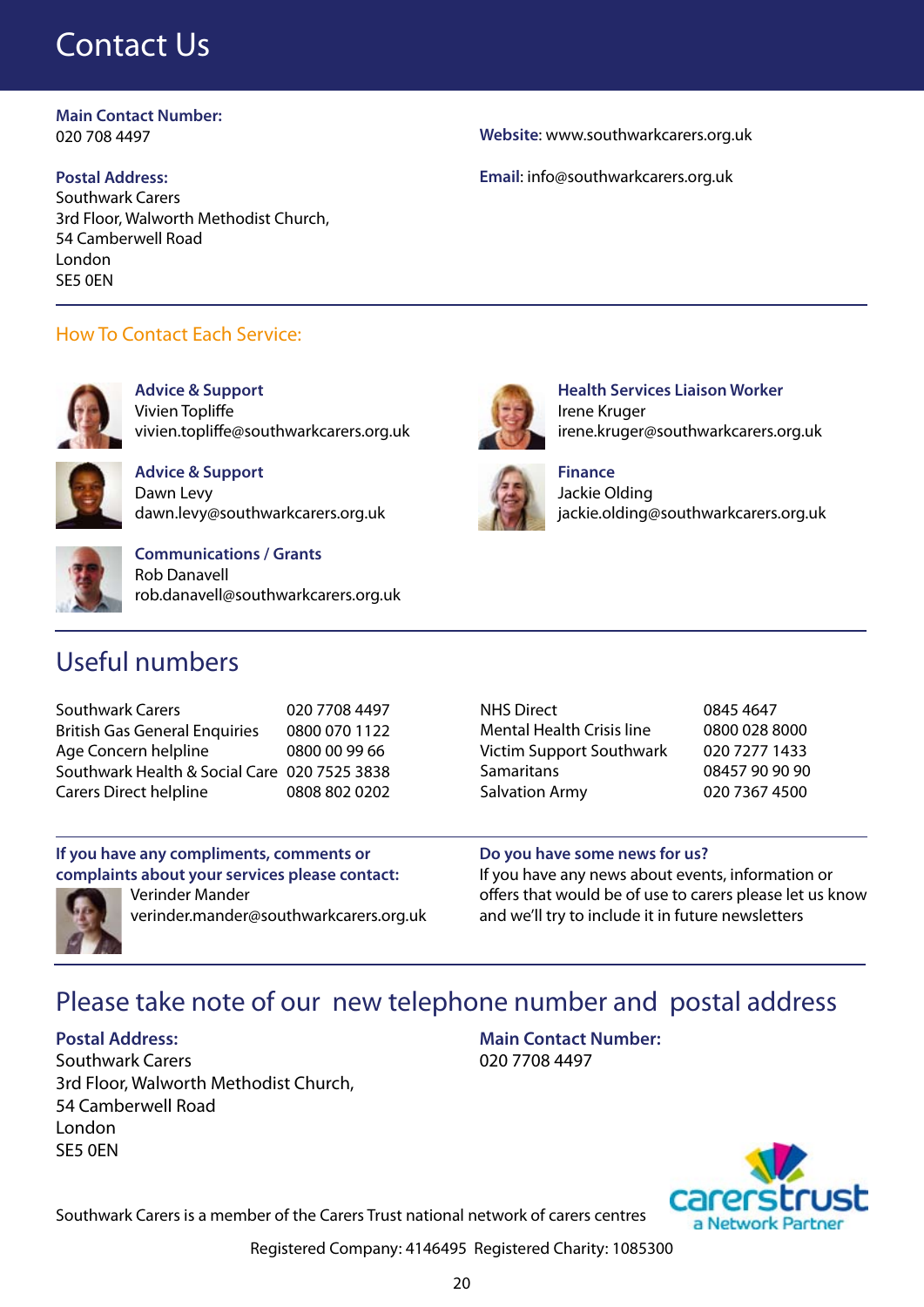# Contact Us

**Main Contact Number:**
020 708 4497

**Postal Address:**
Southwark Carers
3rd Floor, Walworth Methodist Church,
54 Camberwell Road
London
SE5 0EN

**Website**: www.southwarkcarers.org.uk

**Email**: info@southwarkcarers.org.uk

## How To Contact Each Service:

**Advice & Support**
Vivien Topliffe
vivien.topliffe@southwarkcarers.org.uk

**Advice & Support**
Dawn Levy
dawn.levy@southwarkcarers.org.uk

**Communications / Grants**
Rob Danavell
rob.danavell@southwarkcarers.org.uk

**Health Services Liaison Worker**
Irene Kruger
irene.kruger@southwarkcarers.org.uk

**Finance**
Jackie Olding
jackie.olding@southwarkcarers.org.uk

## Useful numbers

| | |
|---|---|
| Southwark Carers | 020 7708 4497 |
| British Gas General Enquiries | 0800 070 1122 |
| Age Concern helpline | 0800 00 99 66 |
| Southwark Health & Social Care | 020 7525 3838 |
| Carers Direct helpline | 0808 802 0202 |
| NHS Direct | 0845 4647 |
| Mental Health Crisis line | 0800 028 8000 |
| Victim Support Southwark | 020 7277 1433 |
| Samaritans | 08457 90 90 90 |
| Salvation Army | 020 7367 4500 |

**If you have any compliments, comments or complaints about your services please contact:**
Verinder Mander
verinder.mander@southwarkcarers.org.uk

**Do you have some news for us?**
If you have any news about events, information or offers that would be of use to carers please let us know and we'll try to include it in future newsletters

## Please take note of our new telephone number and postal address

**Postal Address:**
Southwark Carers
3rd Floor, Walworth Methodist Church,
54 Camberwell Road
London
SE5 0EN

**Main Contact Number:**
020 7708 4497

Southwark Carers is a member of the Carers Trust national network of carers centres

carerstrust
a Network Partner

Registered Company: 4146495 Registered Charity: 1085300